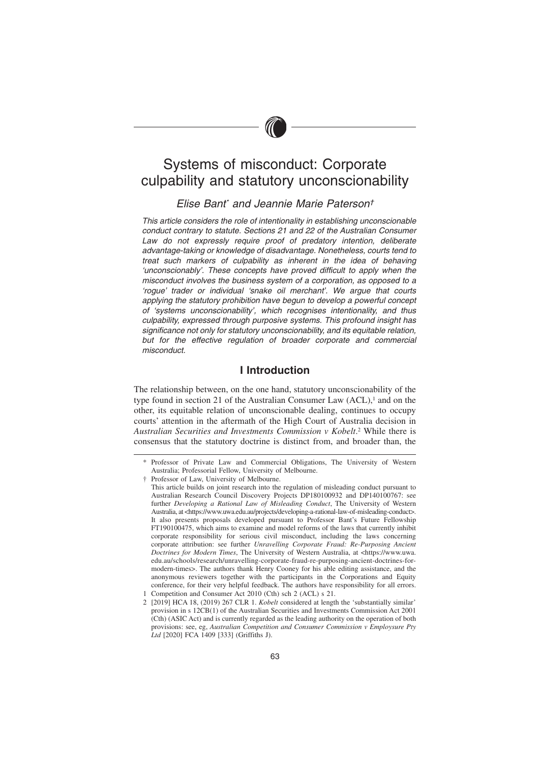# Systems of misconduct: Corporate culpability and statutory unconscionability

*Elise Bant\* and Jeannie Marie Paterson†*

*This article considers the role of intentionality in establishing unconscionable conduct contrary to statute. Sections 21 and 22 of the Australian Consumer Law do not expressly require proof of predatory intention, deliberate advantage-taking or knowledge of disadvantage. Nonetheless, courts tend to treat such markers of culpability as inherent in the idea of behaving 'unconscionably'. These concepts have proved difficult to apply when the misconduct involves the business system of a corporation, as opposed to a 'rogue' trader or individual 'snake oil merchant'. We argue that courts applying the statutory prohibition have begun to develop a powerful concept of 'systems unconscionability', which recognises intentionality, and thus culpability, expressed through purposive systems. This profound insight has significance not only for statutory unconscionability, and its equitable relation, but for the effective regulation of broader corporate and commercial misconduct.*

## I Introduction

The relationship between, on the one hand, statutory unconscionability of the type found in section 21 of the Australian Consumer Law (ACL),[1] and on the other, its equitable relation of unconscionable dealing, continues to occupy courts' attention in the aftermath of the High Court of Australia decision in *Australian Securities and Investments Commission v Kobelt*.[2] While there is consensus that the statutory doctrine is distinct from, and broader than, the

---

\* Professor of Private Law and Commercial Obligations, The University of Western Australia; Professorial Fellow, University of Melbourne.

† Professor of Law, University of Melbourne.

This article builds on joint research into the regulation of misleading conduct pursuant to Australian Research Council Discovery Projects DP180100932 and DP140100767: see further *Developing a Rational Law of Misleading Conduct*, The University of Western Australia, at <https://www.uwa.edu.au/projects/developing-a-rational-law-of-misleading-conduct>. It also presents proposals developed pursuant to Professor Bant's Future Fellowship FT190100475, which aims to examine and model reforms of the laws that currently inhibit corporate responsibility for serious civil misconduct, including the laws concerning corporate attribution: see further *Unravelling Corporate Fraud: Re-Purposing Ancient Doctrines for Modern Times*, The University of Western Australia, at <https://www.uwa.edu.au/schools/research/unravelling-corporate-fraud-re-purposing-ancient-doctrines-for-modern-times>. The authors thank Henry Cooney for his able editing assistance, and the anonymous reviewers together with the participants in the Corporations and Equity conference, for their very helpful feedback. The authors have responsibility for all errors.

1 Competition and Consumer Act 2010 (Cth) sch 2 (ACL) s 21.

2 [2019] HCA 18, (2019) 267 CLR 1. *Kobelt* considered at length the 'substantially similar' provision in s 12CB(1) of the Australian Securities and Investments Commission Act 2001 (Cth) (ASIC Act) and is currently regarded as the leading authority on the operation of both provisions: see, eg, *Australian Competition and Consumer Commission v Employsure Pty Ltd* [2020] FCA 1409 [333] (Griffiths J).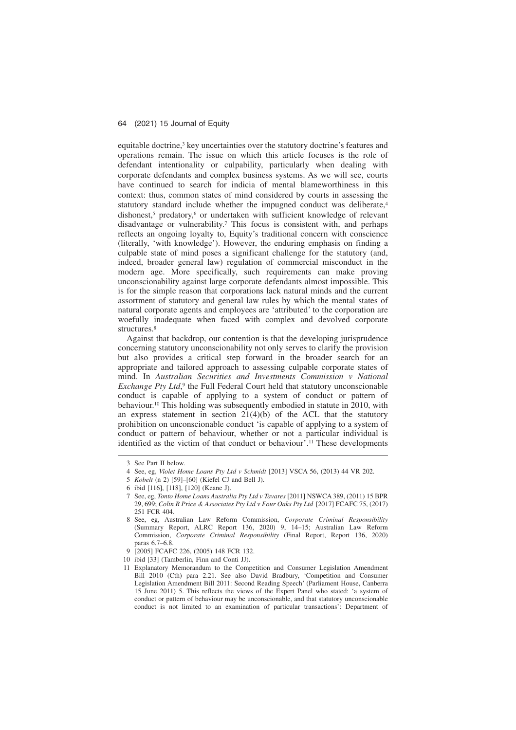equitable doctrine,[3] key uncertainties over the statutory doctrine's features and operations remain. The issue on which this article focuses is the role of defendant intentionality or culpability, particularly when dealing with corporate defendants and complex business systems. As we will see, courts have continued to search for indicia of mental blameworthiness in this context: thus, common states of mind considered by courts in assessing the statutory standard include whether the impugned conduct was deliberate,[4] dishonest,[5] predatory,[6] or undertaken with sufficient knowledge of relevant disadvantage or vulnerability.[7] This focus is consistent with, and perhaps reflects an ongoing loyalty to, Equity's traditional concern with conscience (literally, 'with knowledge'). However, the enduring emphasis on finding a culpable state of mind poses a significant challenge for the statutory (and, indeed, broader general law) regulation of commercial misconduct in the modern age. More specifically, such requirements can make proving unconscionability against large corporate defendants almost impossible. This is for the simple reason that corporations lack natural minds and the current assortment of statutory and general law rules by which the mental states of natural corporate agents and employees are 'attributed' to the corporation are woefully inadequate when faced with complex and devolved corporate structures.[8]

Against that backdrop, our contention is that the developing jurisprudence concerning statutory unconscionability not only serves to clarify the provision but also provides a critical step forward in the broader search for an appropriate and tailored approach to assessing culpable corporate states of mind. In *Australian Securities and Investments Commission v National Exchange Pty Ltd*,[9] the Full Federal Court held that statutory unconscionable conduct is capable of applying to a system of conduct or pattern of behaviour.[10] This holding was subsequently embodied in statute in 2010, with an express statement in section 21(4)(b) of the ACL that the statutory prohibition on unconscionable conduct 'is capable of applying to a system of conduct or pattern of behaviour, whether or not a particular individual is identified as the victim of that conduct or behaviour'.[11] These developments

---

3 See Part II below.

4 See, eg, *Violet Home Loans Pty Ltd v Schmidt* [2013] VSCA 56, (2013) 44 VR 202.

5 *Kobelt* (n 2) [59]–[60] (Kiefel CJ and Bell J).

6 ibid [116], [118], [120] (Keane J).

7 See, eg, *Tonto Home Loans Australia Pty Ltd v Tavares* [2011] NSWCA 389, (2011) 15 BPR 29, 699; *Colin R Price & Associates Pty Ltd v Four Oaks Pty Ltd* [2017] FCAFC 75, (2017) 251 FCR 404.

8 See, eg, Australian Law Reform Commission, *Corporate Criminal Responsibility* (Summary Report, ALRC Report 136, 2020) 9, 14–15; Australian Law Reform Commission, *Corporate Criminal Responsibility* (Final Report, Report 136, 2020) paras 6.7–6.8.

9 [2005] FCAFC 226, (2005) 148 FCR 132.

10 ibid [33] (Tamberlin, Finn and Conti JJ).

11 Explanatory Memorandum to the Competition and Consumer Legislation Amendment Bill 2010 (Cth) para 2.21. See also David Bradbury, 'Competition and Consumer Legislation Amendment Bill 2011: Second Reading Speech' (Parliament House, Canberra 15 June 2011) 5. This reflects the views of the Expert Panel who stated: 'a system of conduct or pattern of behaviour may be unconscionable, and that statutory unconscionable conduct is not limited to an examination of particular transactions': Department of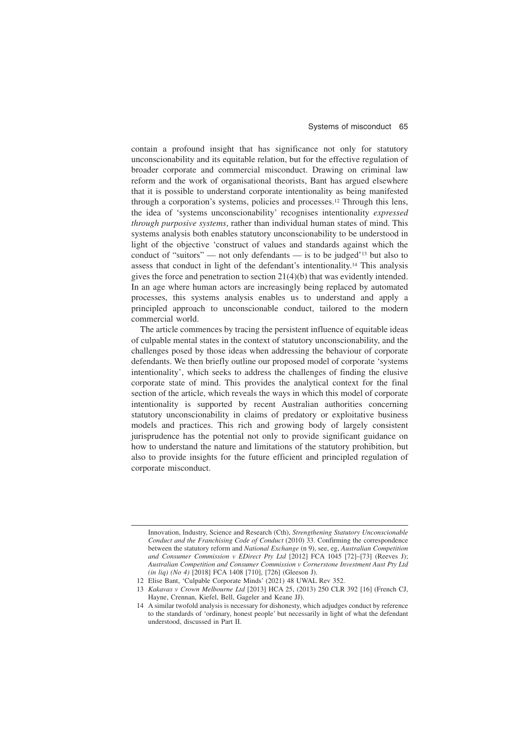contain a profound insight that has significance not only for statutory unconscionability and its equitable relation, but for the effective regulation of broader corporate and commercial misconduct. Drawing on criminal law reform and the work of organisational theorists, Bant has argued elsewhere that it is possible to understand corporate intentionality as being manifested through a corporation's systems, policies and processes.[12] Through this lens, the idea of 'systems unconscionability' recognises intentionality *expressed through purposive systems*, rather than individual human states of mind. This systems analysis both enables statutory unconscionability to be understood in light of the objective 'construct of values and standards against which the conduct of "suitors" — not only defendants — is to be judged'[13] but also to assess that conduct in light of the defendant's intentionality.[14] This analysis gives the force and penetration to section 21(4)(b) that was evidently intended. In an age where human actors are increasingly being replaced by automated processes, this systems analysis enables us to understand and apply a principled approach to unconscionable conduct, tailored to the modern commercial world.

The article commences by tracing the persistent influence of equitable ideas of culpable mental states in the context of statutory unconscionability, and the challenges posed by those ideas when addressing the behaviour of corporate defendants. We then briefly outline our proposed model of corporate 'systems intentionality', which seeks to address the challenges of finding the elusive corporate state of mind. This provides the analytical context for the final section of the article, which reveals the ways in which this model of corporate intentionality is supported by recent Australian authorities concerning statutory unconscionability in claims of predatory or exploitative business models and practices. This rich and growing body of largely consistent jurisprudence has the potential not only to provide significant guidance on how to understand the nature and limitations of the statutory prohibition, but also to provide insights for the future efficient and principled regulation of corporate misconduct.

---

Innovation, Industry, Science and Research (Cth), *Strengthening Statutory Unconscionable Conduct and the Franchising Code of Conduct* (2010) 33. Confirming the correspondence between the statutory reform and *National Exchange* (n 9), see, eg, *Australian Competition and Consumer Commission v EDirect Pty Ltd* [2012] FCA 1045 [72]–[73] (Reeves J); *Australian Competition and Consumer Commission v Cornerstone Investment Aust Pty Ltd (in liq) (No 4)* [2018] FCA 1408 [710], [726] (Gleeson J).

12 Elise Bant, 'Culpable Corporate Minds' (2021) 48 UWAL Rev 352.

13 *Kakavas v Crown Melbourne Ltd* [2013] HCA 25, (2013) 250 CLR 392 [16] (French CJ, Hayne, Crennan, Kiefel, Bell, Gageler and Keane JJ).

14 A similar twofold analysis is necessary for dishonesty, which adjudges conduct by reference to the standards of 'ordinary, honest people' but necessarily in light of what the defendant understood, discussed in Part II.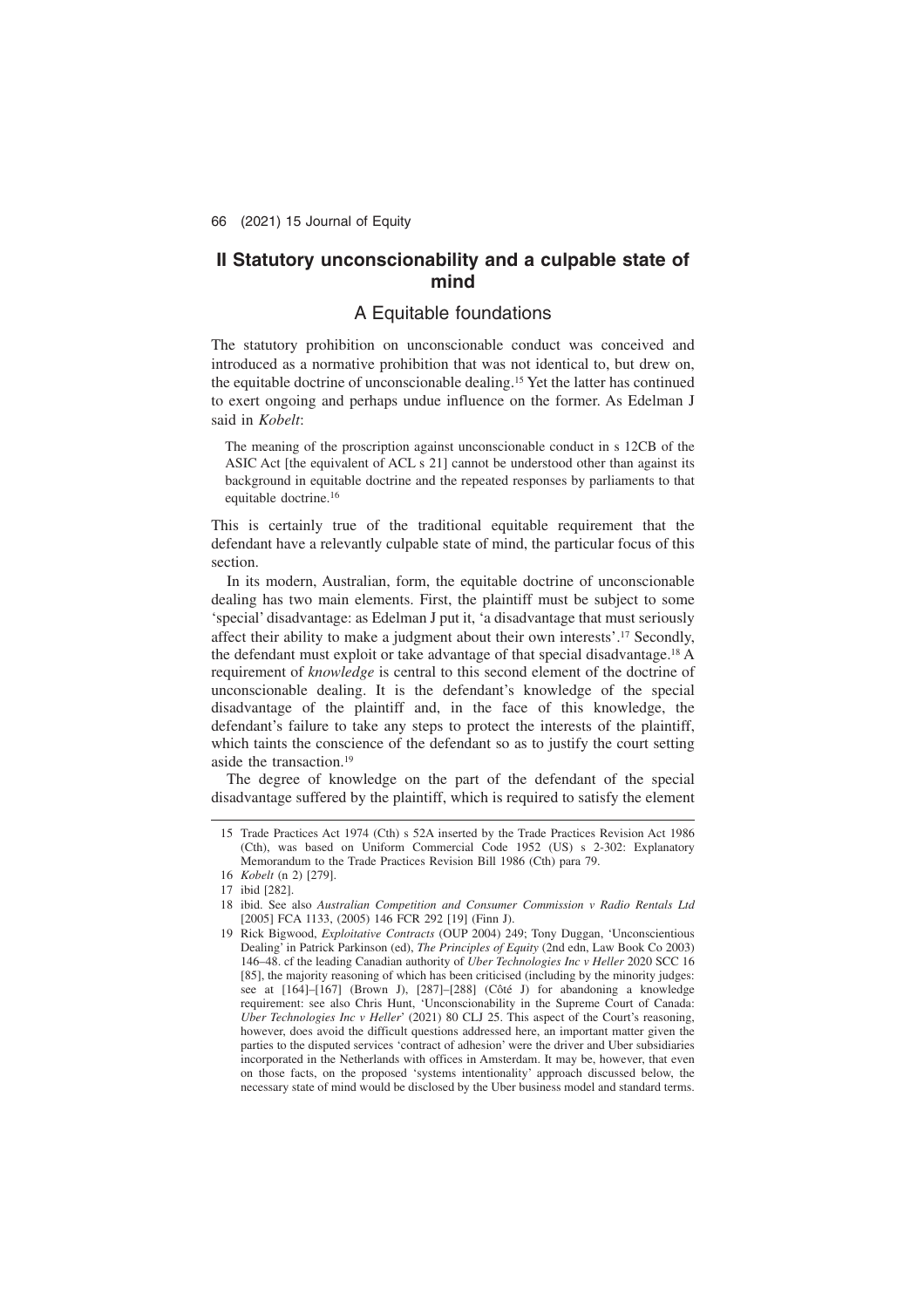## II Statutory unconscionability and a culpable state of mind

### A Equitable foundations

The statutory prohibition on unconscionable conduct was conceived and introduced as a normative prohibition that was not identical to, but drew on, the equitable doctrine of unconscionable dealing.[15] Yet the latter has continued to exert ongoing and perhaps undue influence on the former. As Edelman J said in *Kobelt*:

> The meaning of the proscription against unconscionable conduct in s 12CB of the ASIC Act [the equivalent of ACL s 21] cannot be understood other than against its background in equitable doctrine and the repeated responses by parliaments to that equitable doctrine.[16]

This is certainly true of the traditional equitable requirement that the defendant have a relevantly culpable state of mind, the particular focus of this section.

In its modern, Australian, form, the equitable doctrine of unconscionable dealing has two main elements. First, the plaintiff must be subject to some 'special' disadvantage: as Edelman J put it, 'a disadvantage that must seriously affect their ability to make a judgment about their own interests'.[17] Secondly, the defendant must exploit or take advantage of that special disadvantage.[18] A requirement of *knowledge* is central to this second element of the doctrine of unconscionable dealing. It is the defendant's knowledge of the special disadvantage of the plaintiff and, in the face of this knowledge, the defendant's failure to take any steps to protect the interests of the plaintiff, which taints the conscience of the defendant so as to justify the court setting aside the transaction.[19]

The degree of knowledge on the part of the defendant of the special disadvantage suffered by the plaintiff, which is required to satisfy the element

---

15 Trade Practices Act 1974 (Cth) s 52A inserted by the Trade Practices Revision Act 1986 (Cth), was based on Uniform Commercial Code 1952 (US) s 2-302: Explanatory Memorandum to the Trade Practices Revision Bill 1986 (Cth) para 79.

16 *Kobelt* (n 2) [279].

17 ibid [282].

18 ibid. See also *Australian Competition and Consumer Commission v Radio Rentals Ltd* [2005] FCA 1133, (2005) 146 FCR 292 [19] (Finn J).

19 Rick Bigwood, *Exploitative Contracts* (OUP 2004) 249; Tony Duggan, 'Unconscientious Dealing' in Patrick Parkinson (ed), *The Principles of Equity* (2nd edn, Law Book Co 2003) 146–48. cf the leading Canadian authority of *Uber Technologies Inc v Heller* 2020 SCC 16 [85], the majority reasoning of which has been criticised (including by the minority judges: see at [164]–[167] (Brown J), [287]–[288] (Côté J) for abandoning a knowledge requirement: see also Chris Hunt, 'Unconscionability in the Supreme Court of Canada: *Uber Technologies Inc v Heller*' (2021) 80 CLJ 25. This aspect of the Court's reasoning, however, does avoid the difficult questions addressed here, an important matter given the parties to the disputed services 'contract of adhesion' were the driver and Uber subsidiaries incorporated in the Netherlands with offices in Amsterdam. It may be, however, that even on those facts, on the proposed 'systems intentionality' approach discussed below, the necessary state of mind would be disclosed by the Uber business model and standard terms.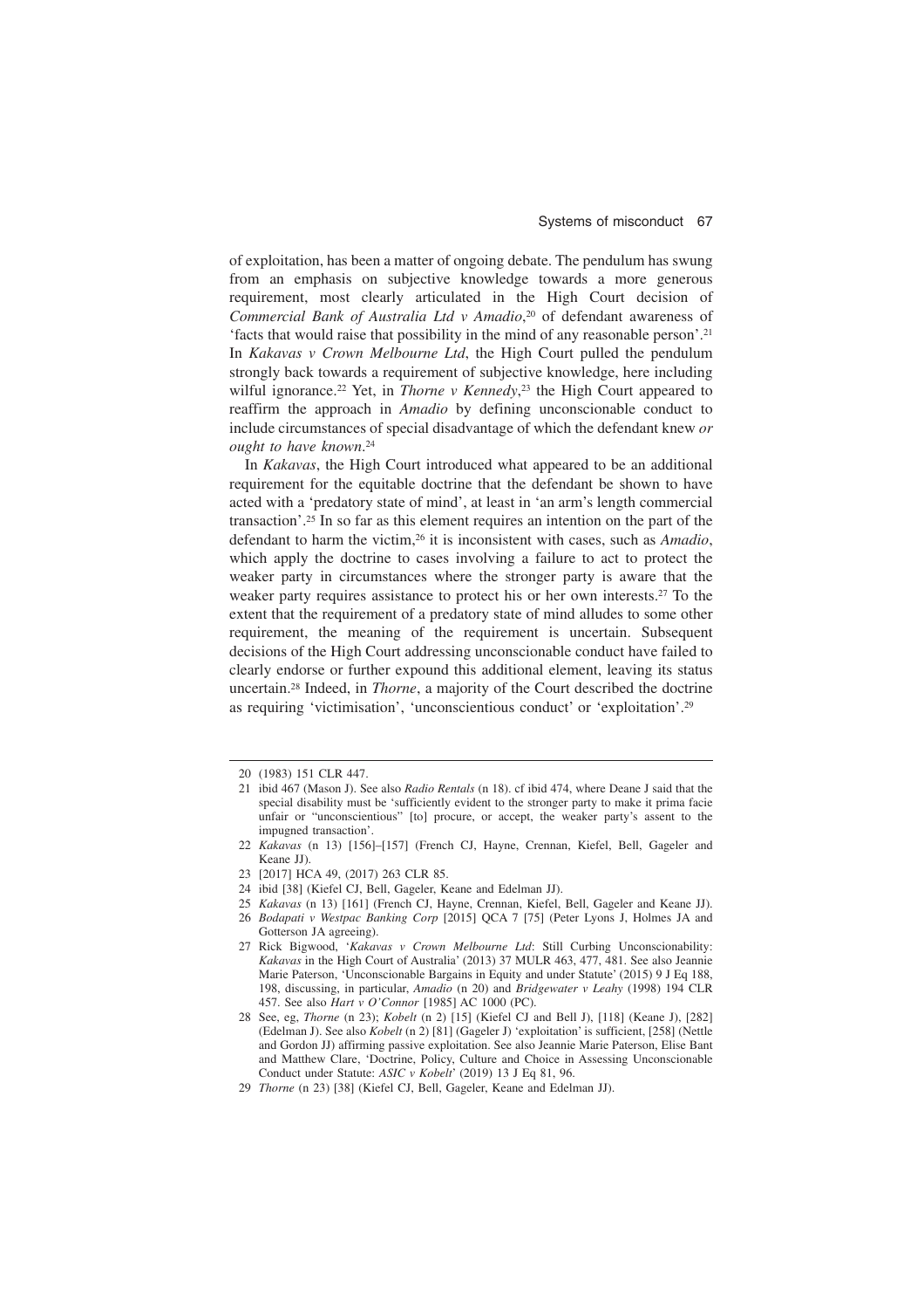of exploitation, has been a matter of ongoing debate. The pendulum has swung from an emphasis on subjective knowledge towards a more generous requirement, most clearly articulated in the High Court decision of *Commercial Bank of Australia Ltd v Amadio*,[20] of defendant awareness of 'facts that would raise that possibility in the mind of any reasonable person'.[21] In *Kakavas v Crown Melbourne Ltd*, the High Court pulled the pendulum strongly back towards a requirement of subjective knowledge, here including wilful ignorance.[22] Yet, in *Thorne v Kennedy*,[23] the High Court appeared to reaffirm the approach in *Amadio* by defining unconscionable conduct to include circumstances of special disadvantage of which the defendant knew *or ought to have known*.[24]

In *Kakavas*, the High Court introduced what appeared to be an additional requirement for the equitable doctrine that the defendant be shown to have acted with a 'predatory state of mind', at least in 'an arm's length commercial transaction'.[25] In so far as this element requires an intention on the part of the defendant to harm the victim,[26] it is inconsistent with cases, such as *Amadio*, which apply the doctrine to cases involving a failure to act to protect the weaker party in circumstances where the stronger party is aware that the weaker party requires assistance to protect his or her own interests.[27] To the extent that the requirement of a predatory state of mind alludes to some other requirement, the meaning of the requirement is uncertain. Subsequent decisions of the High Court addressing unconscionable conduct have failed to clearly endorse or further expound this additional element, leaving its status uncertain.[28] Indeed, in *Thorne*, a majority of the Court described the doctrine as requiring 'victimisation', 'unconscientious conduct' or 'exploitation'.[29]

---

20 (1983) 151 CLR 447.

21 ibid 467 (Mason J). See also *Radio Rentals* (n 18). cf ibid 474, where Deane J said that the special disability must be 'sufficiently evident to the stronger party to make it prima facie unfair or "unconscientious" [to] procure, or accept, the weaker party's assent to the impugned transaction'.

22 *Kakavas* (n 13) [156]–[157] (French CJ, Hayne, Crennan, Kiefel, Bell, Gageler and Keane JJ).

23 [2017] HCA 49, (2017) 263 CLR 85.

24 ibid [38] (Kiefel CJ, Bell, Gageler, Keane and Edelman JJ).

25 *Kakavas* (n 13) [161] (French CJ, Hayne, Crennan, Kiefel, Bell, Gageler and Keane JJ).

26 *Bodapati v Westpac Banking Corp* [2015] QCA 7 [75] (Peter Lyons J, Holmes JA and Gotterson JA agreeing).

27 Rick Bigwood, '*Kakavas v Crown Melbourne Ltd*: Still Curbing Unconscionability: *Kakavas* in the High Court of Australia' (2013) 37 MULR 463, 477, 481. See also Jeannie Marie Paterson, 'Unconscionable Bargains in Equity and under Statute' (2015) 9 J Eq 188, 198, discussing, in particular, *Amadio* (n 20) and *Bridgewater v Leahy* (1998) 194 CLR 457. See also *Hart v O'Connor* [1985] AC 1000 (PC).

28 See, eg, *Thorne* (n 23); *Kobelt* (n 2) [15] (Kiefel CJ and Bell J), [118] (Keane J), [282] (Edelman J). See also *Kobelt* (n 2) [81] (Gageler J) 'exploitation' is sufficient, [258] (Nettle and Gordon JJ) affirming passive exploitation. See also Jeannie Marie Paterson, Elise Bant and Matthew Clare, 'Doctrine, Policy, Culture and Choice in Assessing Unconscionable Conduct under Statute: *ASIC v Kobelt*' (2019) 13 J Eq 81, 96.

29 *Thorne* (n 23) [38] (Kiefel CJ, Bell, Gageler, Keane and Edelman JJ).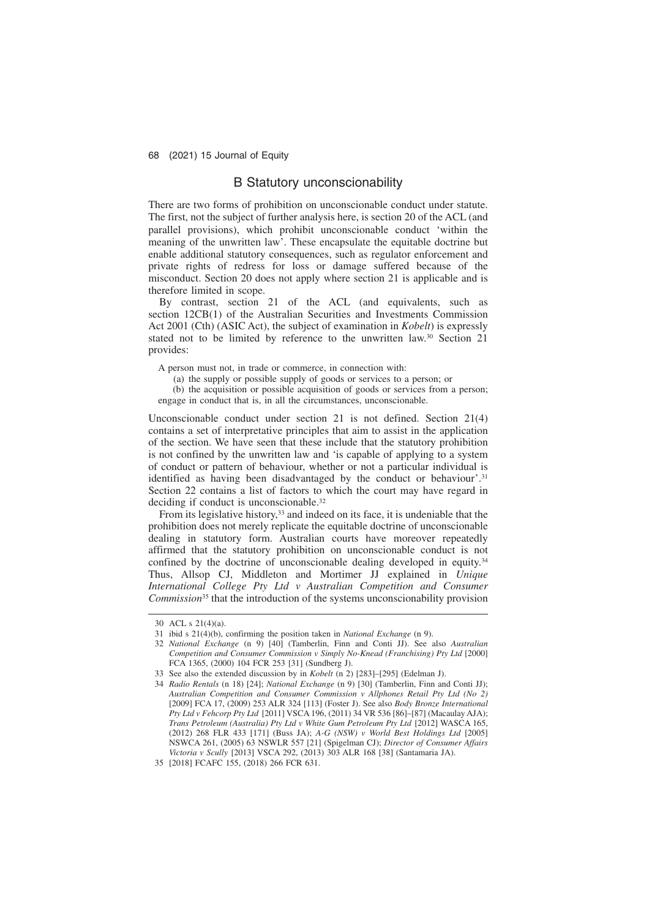## B Statutory unconscionability

There are two forms of prohibition on unconscionable conduct under statute. The first, not the subject of further analysis here, is section 20 of the ACL (and parallel provisions), which prohibit unconscionable conduct 'within the meaning of the unwritten law'. These encapsulate the equitable doctrine but enable additional statutory consequences, such as regulator enforcement and private rights of redress for loss or damage suffered because of the misconduct. Section 20 does not apply where section 21 is applicable and is therefore limited in scope.

By contrast, section 21 of the ACL (and equivalents, such as section 12CB(1) of the Australian Securities and Investments Commission Act 2001 (Cth) (ASIC Act), the subject of examination in *Kobelt*) is expressly stated not to be limited by reference to the unwritten law.[30] Section 21 provides:

> A person must not, in trade or commerce, in connection with:
>
> (a) the supply or possible supply of goods or services to a person; or
>
> (b) the acquisition or possible acquisition of goods or services from a person;
>
> engage in conduct that is, in all the circumstances, unconscionable.

Unconscionable conduct under section 21 is not defined. Section 21(4) contains a set of interpretative principles that aim to assist in the application of the section. We have seen that these include that the statutory prohibition is not confined by the unwritten law and 'is capable of applying to a system of conduct or pattern of behaviour, whether or not a particular individual is identified as having been disadvantaged by the conduct or behaviour'.[31] Section 22 contains a list of factors to which the court may have regard in deciding if conduct is unconscionable.[32]

From its legislative history,[33] and indeed on its face, it is undeniable that the prohibition does not merely replicate the equitable doctrine of unconscionable dealing in statutory form. Australian courts have moreover repeatedly affirmed that the statutory prohibition on unconscionable conduct is not confined by the doctrine of unconscionable dealing developed in equity.[34] Thus, Allsop CJ, Middleton and Mortimer JJ explained in *Unique International College Pty Ltd v Australian Competition and Consumer Commission*[35] that the introduction of the systems unconscionability provision

---

30 ACL s 21(4)(a).

31 ibid s 21(4)(b), confirming the position taken in *National Exchange* (n 9).

32 *National Exchange* (n 9) [40] (Tamberlin, Finn and Conti JJ). See also *Australian Competition and Consumer Commission v Simply No-Knead (Franchising) Pty Ltd* [2000] FCA 1365, (2000) 104 FCR 253 [31] (Sundberg J).

33 See also the extended discussion by in *Kobelt* (n 2) [283]–[295] (Edelman J).

34 *Radio Rentals* (n 18) [24]; *National Exchange* (n 9) [30] (Tamberlin, Finn and Conti JJ); *Australian Competition and Consumer Commission v Allphones Retail Pty Ltd (No 2)* [2009] FCA 17, (2009) 253 ALR 324 [113] (Foster J). See also *Body Bronze International Pty Ltd v Fehcorp Pty Ltd* [2011] VSCA 196, (2011) 34 VR 536 [86]–[87] (Macaulay AJA); *Trans Petroleum (Australia) Pty Ltd v White Gum Petroleum Pty Ltd* [2012] WASCA 165, (2012) 268 FLR 433 [171] (Buss JA); *A-G (NSW) v World Best Holdings Ltd* [2005] NSWCA 261, (2005) 63 NSWLR 557 [21] (Spigelman CJ); *Director of Consumer Affairs Victoria v Scully* [2013] VSCA 292, (2013) 303 ALR 168 [38] (Santamaria JA).

35 [2018] FCAFC 155, (2018) 266 FCR 631.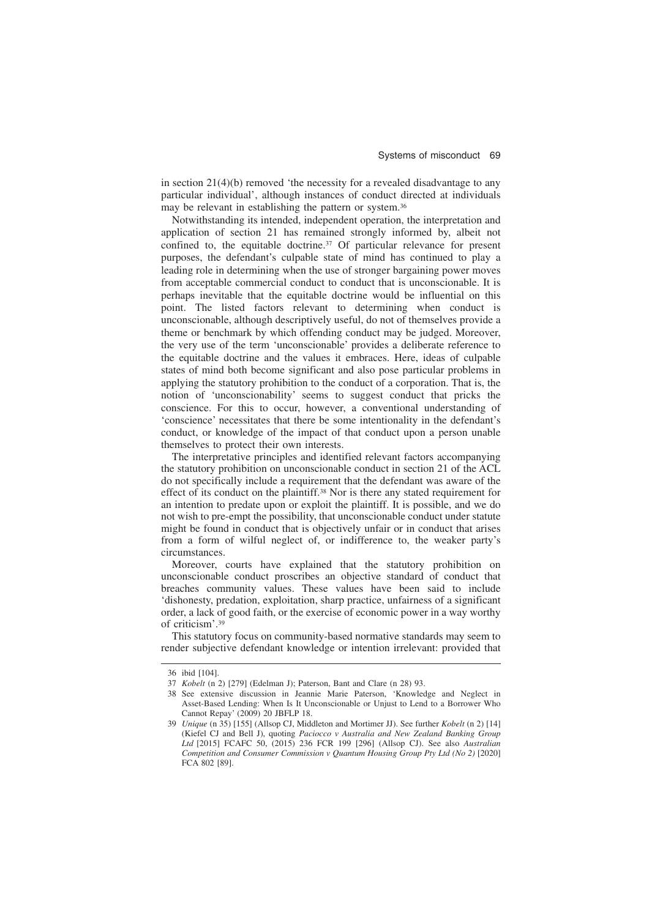in section 21(4)(b) removed 'the necessity for a revealed disadvantage to any particular individual', although instances of conduct directed at individuals may be relevant in establishing the pattern or system.[36]

Notwithstanding its intended, independent operation, the interpretation and application of section 21 has remained strongly informed by, albeit not confined to, the equitable doctrine.[37] Of particular relevance for present purposes, the defendant's culpable state of mind has continued to play a leading role in determining when the use of stronger bargaining power moves from acceptable commercial conduct to conduct that is unconscionable. It is perhaps inevitable that the equitable doctrine would be influential on this point. The listed factors relevant to determining when conduct is unconscionable, although descriptively useful, do not of themselves provide a theme or benchmark by which offending conduct may be judged. Moreover, the very use of the term 'unconscionable' provides a deliberate reference to the equitable doctrine and the values it embraces. Here, ideas of culpable states of mind both become significant and also pose particular problems in applying the statutory prohibition to the conduct of a corporation. That is, the notion of 'unconscionability' seems to suggest conduct that pricks the conscience. For this to occur, however, a conventional understanding of 'conscience' necessitates that there be some intentionality in the defendant's conduct, or knowledge of the impact of that conduct upon a person unable themselves to protect their own interests.

The interpretative principles and identified relevant factors accompanying the statutory prohibition on unconscionable conduct in section 21 of the ACL do not specifically include a requirement that the defendant was aware of the effect of its conduct on the plaintiff.[38] Nor is there any stated requirement for an intention to predate upon or exploit the plaintiff. It is possible, and we do not wish to pre-empt the possibility, that unconscionable conduct under statute might be found in conduct that is objectively unfair or in conduct that arises from a form of wilful neglect of, or indifference to, the weaker party's circumstances.

Moreover, courts have explained that the statutory prohibition on unconscionable conduct proscribes an objective standard of conduct that breaches community values. These values have been said to include 'dishonesty, predation, exploitation, sharp practice, unfairness of a significant order, a lack of good faith, or the exercise of economic power in a way worthy of criticism'.[39]

This statutory focus on community-based normative standards may seem to render subjective defendant knowledge or intention irrelevant: provided that

---

36 ibid [104].

37 *Kobelt* (n 2) [279] (Edelman J); Paterson, Bant and Clare (n 28) 93.

38 See extensive discussion in Jeannie Marie Paterson, 'Knowledge and Neglect in Asset-Based Lending: When Is It Unconscionable or Unjust to Lend to a Borrower Who Cannot Repay' (2009) 20 JBFLP 18.

39 *Unique* (n 35) [155] (Allsop CJ, Middleton and Mortimer JJ). See further *Kobelt* (n 2) [14] (Kiefel CJ and Bell J), quoting *Paciocco v Australia and New Zealand Banking Group Ltd* [2015] FCAFC 50, (2015) 236 FCR 199 [296] (Allsop CJ). See also *Australian Competition and Consumer Commission v Quantum Housing Group Pty Ltd (No 2)* [2020] FCA 802 [89].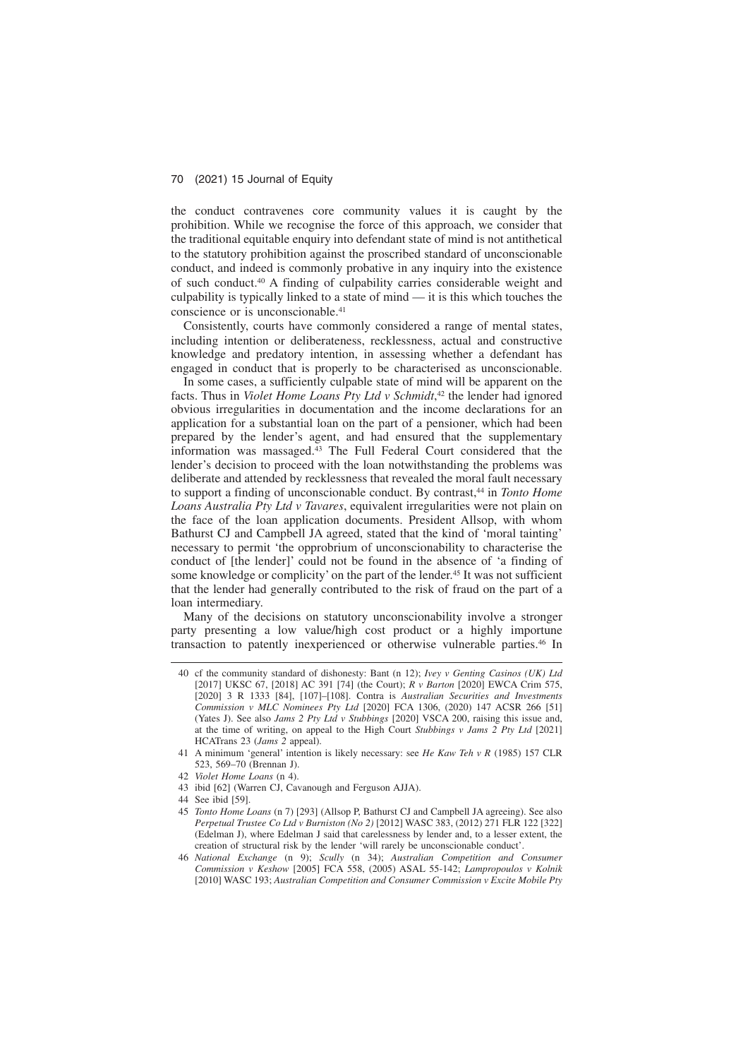the conduct contravenes core community values it is caught by the prohibition. While we recognise the force of this approach, we consider that the traditional equitable enquiry into defendant state of mind is not antithetical to the statutory prohibition against the proscribed standard of unconscionable conduct, and indeed is commonly probative in any inquiry into the existence of such conduct.[40] A finding of culpability carries considerable weight and culpability is typically linked to a state of mind — it is this which touches the conscience or is unconscionable.[41]

Consistently, courts have commonly considered a range of mental states, including intention or deliberateness, recklessness, actual and constructive knowledge and predatory intention, in assessing whether a defendant has engaged in conduct that is properly to be characterised as unconscionable.

In some cases, a sufficiently culpable state of mind will be apparent on the facts. Thus in *Violet Home Loans Pty Ltd v Schmidt*,[42] the lender had ignored obvious irregularities in documentation and the income declarations for an application for a substantial loan on the part of a pensioner, which had been prepared by the lender's agent, and had ensured that the supplementary information was massaged.[43] The Full Federal Court considered that the lender's decision to proceed with the loan notwithstanding the problems was deliberate and attended by recklessness that revealed the moral fault necessary to support a finding of unconscionable conduct. By contrast,[44] in *Tonto Home Loans Australia Pty Ltd v Tavares*, equivalent irregularities were not plain on the face of the loan application documents. President Allsop, with whom Bathurst CJ and Campbell JA agreed, stated that the kind of 'moral tainting' necessary to permit 'the opprobrium of unconscionability to characterise the conduct of [the lender]' could not be found in the absence of 'a finding of some knowledge or complicity' on the part of the lender.[45] It was not sufficient that the lender had generally contributed to the risk of fraud on the part of a loan intermediary.

Many of the decisions on statutory unconscionability involve a stronger party presenting a low value/high cost product or a highly importune transaction to patently inexperienced or otherwise vulnerable parties.[46] In

---

40 cf the community standard of dishonesty: Bant (n 12); *Ivey v Genting Casinos (UK) Ltd* [2017] UKSC 67, [2018] AC 391 [74] (the Court); *R v Barton* [2020] EWCA Crim 575, [2020] 3 R 1333 [84], [107]–[108]. Contra is *Australian Securities and Investments Commission v MLC Nominees Pty Ltd* [2020] FCA 1306, (2020) 147 ACSR 266 [51] (Yates J). See also *Jams 2 Pty Ltd v Stubbings* [2020] VSCA 200, raising this issue and, at the time of writing, on appeal to the High Court *Stubbings v Jams 2 Pty Ltd* [2021] HCATrans 23 (*Jams 2* appeal).

41 A minimum 'general' intention is likely necessary: see *He Kaw Teh v R* (1985) 157 CLR 523, 569–70 (Brennan J).

42 *Violet Home Loans* (n 4).

43 ibid [62] (Warren CJ, Cavanough and Ferguson AJJA).

44 See ibid [59].

45 *Tonto Home Loans* (n 7) [293] (Allsop P, Bathurst CJ and Campbell JA agreeing). See also *Perpetual Trustee Co Ltd v Burniston (No 2)* [2012] WASC 383, (2012) 271 FLR 122 [322] (Edelman J), where Edelman J said that carelessness by lender and, to a lesser extent, the creation of structural risk by the lender 'will rarely be unconscionable conduct'.

46 *National Exchange* (n 9); *Scully* (n 34); *Australian Competition and Consumer Commission v Keshow* [2005] FCA 558, (2005) ASAL 55-142; *Lampropoulos v Kolnik* [2010] WASC 193; *Australian Competition and Consumer Commission v Excite Mobile Pty*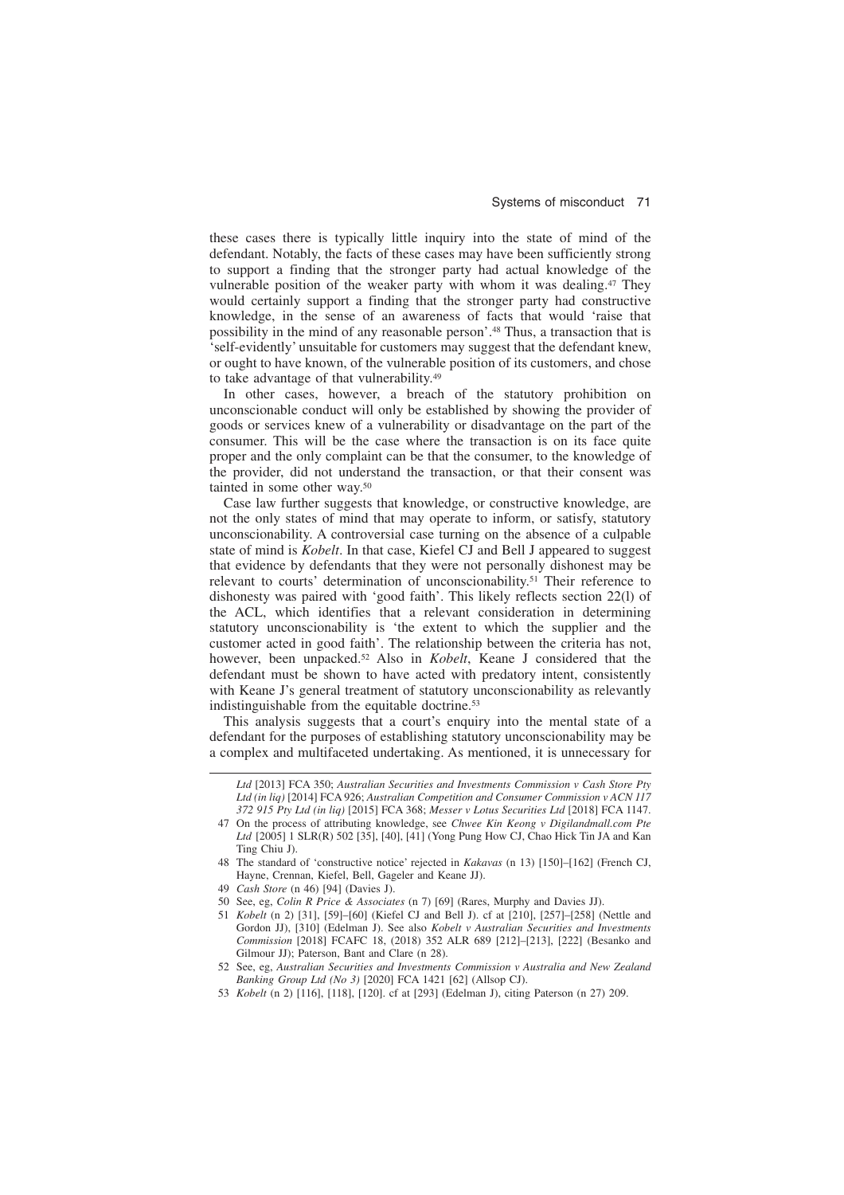these cases there is typically little inquiry into the state of mind of the defendant. Notably, the facts of these cases may have been sufficiently strong to support a finding that the stronger party had actual knowledge of the vulnerable position of the weaker party with whom it was dealing.[47] They would certainly support a finding that the stronger party had constructive knowledge, in the sense of an awareness of facts that would 'raise that possibility in the mind of any reasonable person'.[48] Thus, a transaction that is 'self-evidently' unsuitable for customers may suggest that the defendant knew, or ought to have known, of the vulnerable position of its customers, and chose to take advantage of that vulnerability.[49]

In other cases, however, a breach of the statutory prohibition on unconscionable conduct will only be established by showing the provider of goods or services knew of a vulnerability or disadvantage on the part of the consumer. This will be the case where the transaction is on its face quite proper and the only complaint can be that the consumer, to the knowledge of the provider, did not understand the transaction, or that their consent was tainted in some other way.[50]

Case law further suggests that knowledge, or constructive knowledge, are not the only states of mind that may operate to inform, or satisfy, statutory unconscionability. A controversial case turning on the absence of a culpable state of mind is *Kobelt*. In that case, Kiefel CJ and Bell J appeared to suggest that evidence by defendants that they were not personally dishonest may be relevant to courts' determination of unconscionability.[51] Their reference to dishonesty was paired with 'good faith'. This likely reflects section 22(l) of the ACL, which identifies that a relevant consideration in determining statutory unconscionability is 'the extent to which the supplier and the customer acted in good faith'. The relationship between the criteria has not, however, been unpacked.[52] Also in *Kobelt*, Keane J considered that the defendant must be shown to have acted with predatory intent, consistently with Keane J's general treatment of statutory unconscionability as relevantly indistinguishable from the equitable doctrine.[53]

This analysis suggests that a court's enquiry into the mental state of a defendant for the purposes of establishing statutory unconscionability may be a complex and multifaceted undertaking. As mentioned, it is unnecessary for

---

*Ltd* [2013] FCA 350; *Australian Securities and Investments Commission v Cash Store Pty Ltd (in liq)* [2014] FCA 926; *Australian Competition and Consumer Commission v ACN 117 372 915 Pty Ltd (in liq)* [2015] FCA 368; *Messer v Lotus Securities Ltd* [2018] FCA 1147.

47 On the process of attributing knowledge, see *Chwee Kin Keong v Digilandmall.com Pte Ltd* [2005] 1 SLR(R) 502 [35], [40], [41] (Yong Pung How CJ, Chao Hick Tin JA and Kan Ting Chiu J).

48 The standard of 'constructive notice' rejected in *Kakavas* (n 13) [150]–[162] (French CJ, Hayne, Crennan, Kiefel, Bell, Gageler and Keane JJ).

49 *Cash Store* (n 46) [94] (Davies J).

50 See, eg, *Colin R Price & Associates* (n 7) [69] (Rares, Murphy and Davies JJ).

51 *Kobelt* (n 2) [31], [59]–[60] (Kiefel CJ and Bell J). cf at [210], [257]–[258] (Nettle and Gordon JJ), [310] (Edelman J). See also *Kobelt v Australian Securities and Investments Commission* [2018] FCAFC 18, (2018) 352 ALR 689 [212]–[213], [222] (Besanko and Gilmour JJ); Paterson, Bant and Clare (n 28).

52 See, eg, *Australian Securities and Investments Commission v Australia and New Zealand Banking Group Ltd (No 3)* [2020] FCA 1421 [62] (Allsop CJ).

53 *Kobelt* (n 2) [116], [118], [120]. cf at [293] (Edelman J), citing Paterson (n 27) 209.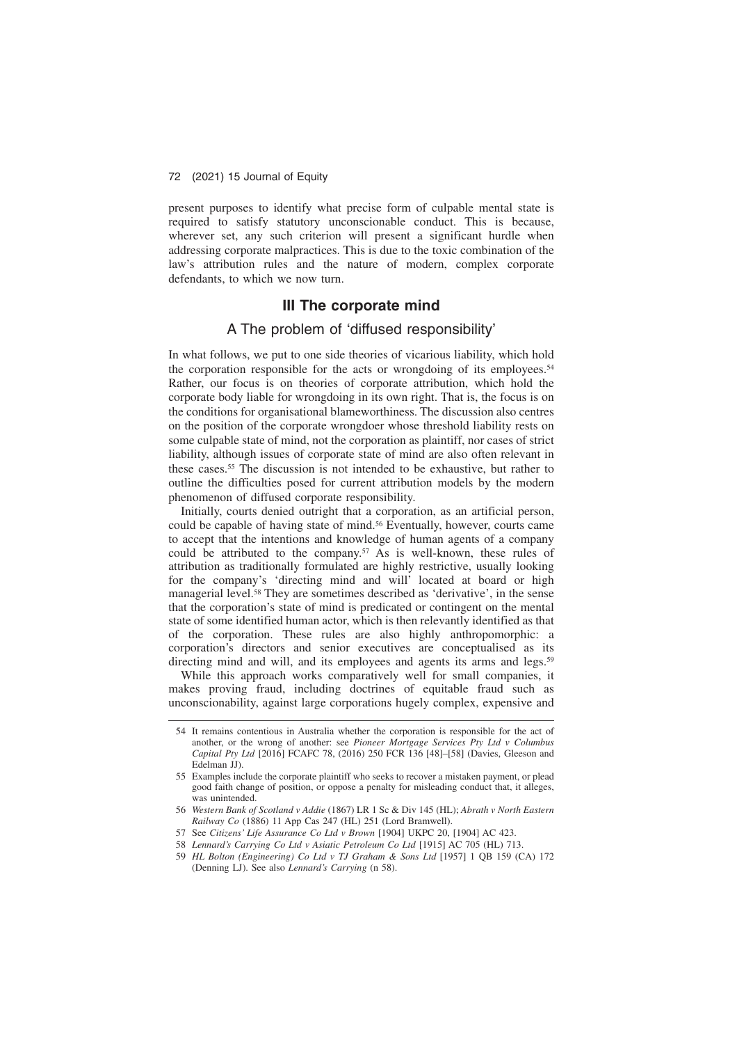present purposes to identify what precise form of culpable mental state is required to satisfy statutory unconscionable conduct. This is because, wherever set, any such criterion will present a significant hurdle when addressing corporate malpractices. This is due to the toxic combination of the law's attribution rules and the nature of modern, complex corporate defendants, to which we now turn.

## III The corporate mind

### A The problem of 'diffused responsibility'

In what follows, we put to one side theories of vicarious liability, which hold the corporation responsible for the acts or wrongdoing of its employees.[54] Rather, our focus is on theories of corporate attribution, which hold the corporate body liable for wrongdoing in its own right. That is, the focus is on the conditions for organisational blameworthiness. The discussion also centres on the position of the corporate wrongdoer whose threshold liability rests on some culpable state of mind, not the corporation as plaintiff, nor cases of strict liability, although issues of corporate state of mind are also often relevant in these cases.[55] The discussion is not intended to be exhaustive, but rather to outline the difficulties posed for current attribution models by the modern phenomenon of diffused corporate responsibility.

Initially, courts denied outright that a corporation, as an artificial person, could be capable of having state of mind.[56] Eventually, however, courts came to accept that the intentions and knowledge of human agents of a company could be attributed to the company.[57] As is well-known, these rules of attribution as traditionally formulated are highly restrictive, usually looking for the company's 'directing mind and will' located at board or high managerial level.[58] They are sometimes described as 'derivative', in the sense that the corporation's state of mind is predicated or contingent on the mental state of some identified human actor, which is then relevantly identified as that of the corporation. These rules are also highly anthropomorphic: a corporation's directors and senior executives are conceptualised as its directing mind and will, and its employees and agents its arms and legs.[59]

While this approach works comparatively well for small companies, it makes proving fraud, including doctrines of equitable fraud such as unconscionability, against large corporations hugely complex, expensive and

---

54 It remains contentious in Australia whether the corporation is responsible for the act of another, or the wrong of another: see *Pioneer Mortgage Services Pty Ltd v Columbus Capital Pty Ltd* [2016] FCAFC 78, (2016) 250 FCR 136 [48]–[58] (Davies, Gleeson and Edelman JJ).

55 Examples include the corporate plaintiff who seeks to recover a mistaken payment, or plead good faith change of position, or oppose a penalty for misleading conduct that, it alleges, was unintended.

56 *Western Bank of Scotland v Addie* (1867) LR 1 Sc & Div 145 (HL); *Abrath v North Eastern Railway Co* (1886) 11 App Cas 247 (HL) 251 (Lord Bramwell).

57 See *Citizens' Life Assurance Co Ltd v Brown* [1904] UKPC 20, [1904] AC 423.

58 *Lennard's Carrying Co Ltd v Asiatic Petroleum Co Ltd* [1915] AC 705 (HL) 713.

59 *HL Bolton (Engineering) Co Ltd v TJ Graham & Sons Ltd* [1957] 1 QB 159 (CA) 172 (Denning LJ). See also *Lennard's Carrying* (n 58).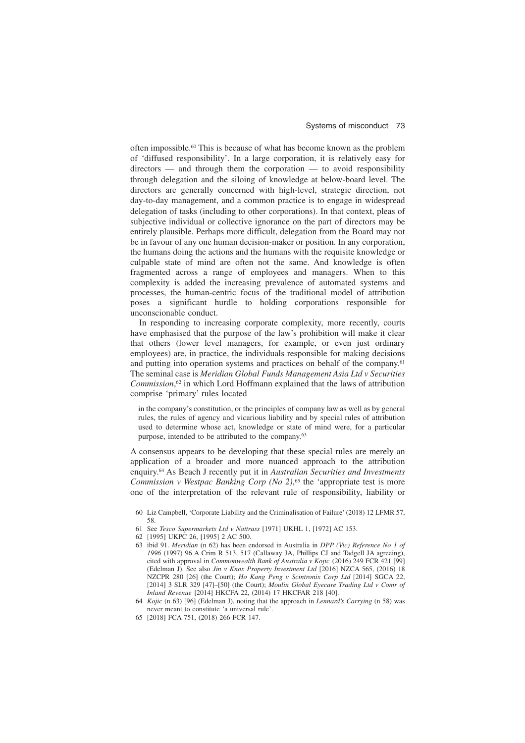often impossible.[60] This is because of what has become known as the problem of 'diffused responsibility'. In a large corporation, it is relatively easy for directors — and through them the corporation — to avoid responsibility through delegation and the siloing of knowledge at below-board level. The directors are generally concerned with high-level, strategic direction, not day-to-day management, and a common practice is to engage in widespread delegation of tasks (including to other corporations). In that context, pleas of subjective individual or collective ignorance on the part of directors may be entirely plausible. Perhaps more difficult, delegation from the Board may not be in favour of any one human decision-maker or position. In any corporation, the humans doing the actions and the humans with the requisite knowledge or culpable state of mind are often not the same. And knowledge is often fragmented across a range of employees and managers. When to this complexity is added the increasing prevalence of automated systems and processes, the human-centric focus of the traditional model of attribution poses a significant hurdle to holding corporations responsible for unconscionable conduct.

In responding to increasing corporate complexity, more recently, courts have emphasised that the purpose of the law's prohibition will make it clear that others (lower level managers, for example, or even just ordinary employees) are, in practice, the individuals responsible for making decisions and putting into operation systems and practices on behalf of the company.[61] The seminal case is *Meridian Global Funds Management Asia Ltd v Securities Commission*,[62] in which Lord Hoffmann explained that the laws of attribution comprise 'primary' rules located

> in the company's constitution, or the principles of company law as well as by general rules, the rules of agency and vicarious liability and by special rules of attribution used to determine whose act, knowledge or state of mind were, for a particular purpose, intended to be attributed to the company.[63]

A consensus appears to be developing that these special rules are merely an application of a broader and more nuanced approach to the attribution enquiry.[64] As Beach J recently put it in *Australian Securities and Investments Commission v Westpac Banking Corp (No 2)*,[65] the 'appropriate test is more one of the interpretation of the relevant rule of responsibility, liability or

---

60 Liz Campbell, 'Corporate Liability and the Criminalisation of Failure' (2018) 12 LFMR 57, 58.

61 See *Tesco Supermarkets Ltd v Nattrass* [1971] UKHL 1, [1972] AC 153.

62 [1995] UKPC 26, [1995] 2 AC 500.

63 ibid 91. *Meridian* (n 62) has been endorsed in Australia in *DPP (Vic) Reference No 1 of 1996* (1997) 96 A Crim R 513, 517 (Callaway JA, Phillips CJ and Tadgell JA agreeing), cited with approval in *Commonwealth Bank of Australia v Kojic* (2016) 249 FCR 421 [99] (Edelman J). See also *Jin v Knox Property Investment Ltd* [2016] NZCA 565, (2016) 18 NZCPR 280 [26] (the Court); *Ho Kang Peng v Scintronix Corp Ltd* [2014] SGCA 22, [2014] 3 SLR 329 [47]–[50] (the Court); *Moulin Global Eyecare Trading Ltd v Comr of Inland Revenue* [2014] HKCFA 22, (2014) 17 HKCFAR 218 [40].

64 *Kojic* (n 63) [96] (Edelman J), noting that the approach in *Lennard's Carrying* (n 58) was never meant to constitute 'a universal rule'.

65 [2018] FCA 751, (2018) 266 FCR 147.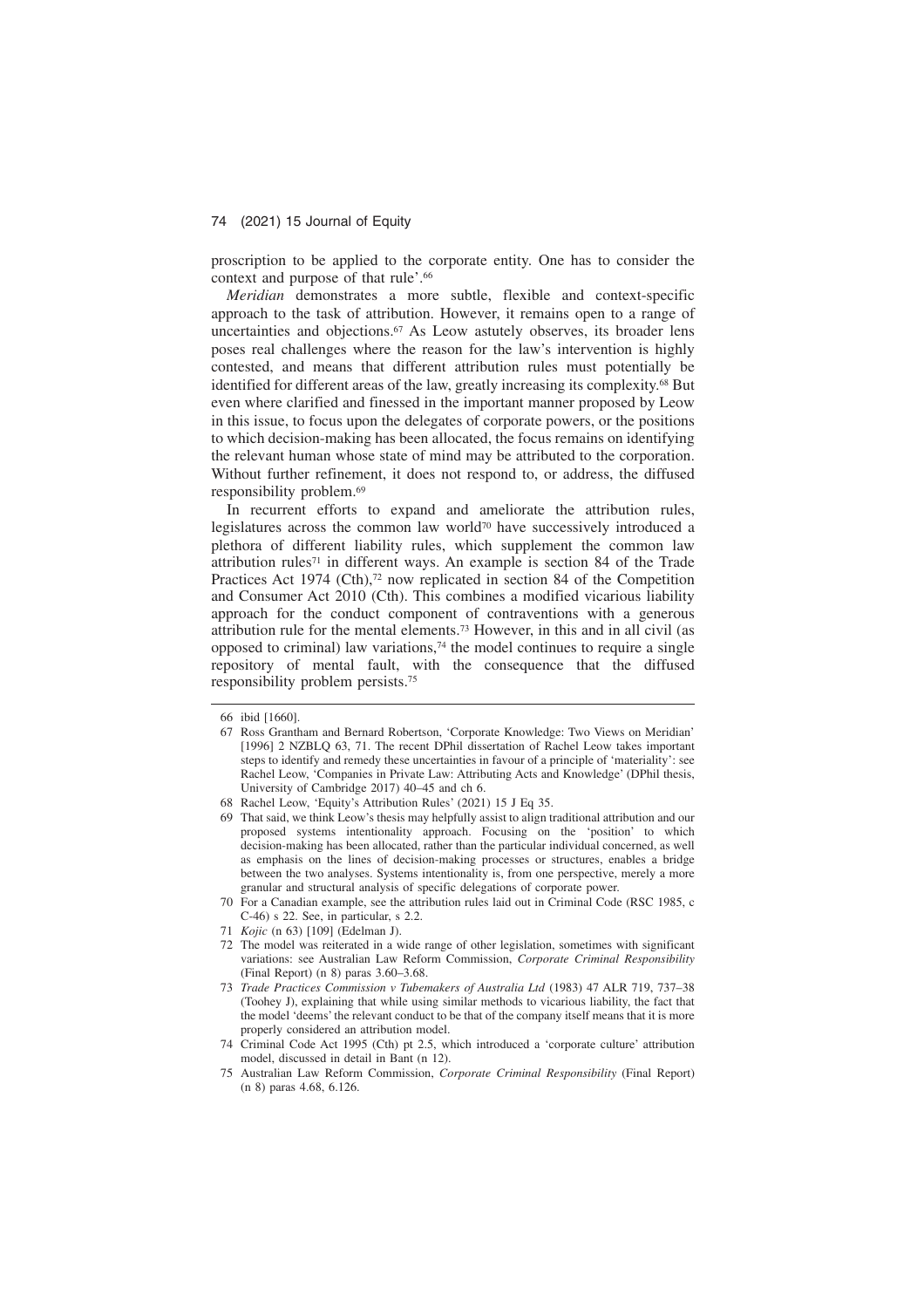proscription to be applied to the corporate entity. One has to consider the context and purpose of that rule'.[66]

*Meridian* demonstrates a more subtle, flexible and context-specific approach to the task of attribution. However, it remains open to a range of uncertainties and objections.[67] As Leow astutely observes, its broader lens poses real challenges where the reason for the law's intervention is highly contested, and means that different attribution rules must potentially be identified for different areas of the law, greatly increasing its complexity.[68] But even where clarified and finessed in the important manner proposed by Leow in this issue, to focus upon the delegates of corporate powers, or the positions to which decision-making has been allocated, the focus remains on identifying the relevant human whose state of mind may be attributed to the corporation. Without further refinement, it does not respond to, or address, the diffused responsibility problem.[69]

In recurrent efforts to expand and ameliorate the attribution rules, legislatures across the common law world[70] have successively introduced a plethora of different liability rules, which supplement the common law attribution rules[71] in different ways. An example is section 84 of the Trade Practices Act 1974 (Cth),[72] now replicated in section 84 of the Competition and Consumer Act 2010 (Cth). This combines a modified vicarious liability approach for the conduct component of contraventions with a generous attribution rule for the mental elements.[73] However, in this and in all civil (as opposed to criminal) law variations,[74] the model continues to require a single repository of mental fault, with the consequence that the diffused responsibility problem persists.[75]

---

66 ibid [1660].

67 Ross Grantham and Bernard Robertson, 'Corporate Knowledge: Two Views on Meridian' [1996] 2 NZBLQ 63, 71. The recent DPhil dissertation of Rachel Leow takes important steps to identify and remedy these uncertainties in favour of a principle of 'materiality': see Rachel Leow, 'Companies in Private Law: Attributing Acts and Knowledge' (DPhil thesis, University of Cambridge 2017) 40–45 and ch 6.

68 Rachel Leow, 'Equity's Attribution Rules' (2021) 15 J Eq 35.

69 That said, we think Leow's thesis may helpfully assist to align traditional attribution and our proposed systems intentionality approach. Focusing on the 'position' to which decision-making has been allocated, rather than the particular individual concerned, as well as emphasis on the lines of decision-making processes or structures, enables a bridge between the two analyses. Systems intentionality is, from one perspective, merely a more granular and structural analysis of specific delegations of corporate power.

70 For a Canadian example, see the attribution rules laid out in Criminal Code (RSC 1985, c C-46) s 22. See, in particular, s 2.2.

71 *Kojic* (n 63) [109] (Edelman J).

72 The model was reiterated in a wide range of other legislation, sometimes with significant variations: see Australian Law Reform Commission, *Corporate Criminal Responsibility* (Final Report) (n 8) paras 3.60–3.68.

73 *Trade Practices Commission v Tubemakers of Australia Ltd* (1983) 47 ALR 719, 737–38 (Toohey J), explaining that while using similar methods to vicarious liability, the fact that the model 'deems' the relevant conduct to be that of the company itself means that it is more properly considered an attribution model.

74 Criminal Code Act 1995 (Cth) pt 2.5, which introduced a 'corporate culture' attribution model, discussed in detail in Bant (n 12).

75 Australian Law Reform Commission, *Corporate Criminal Responsibility* (Final Report) (n 8) paras 4.68, 6.126.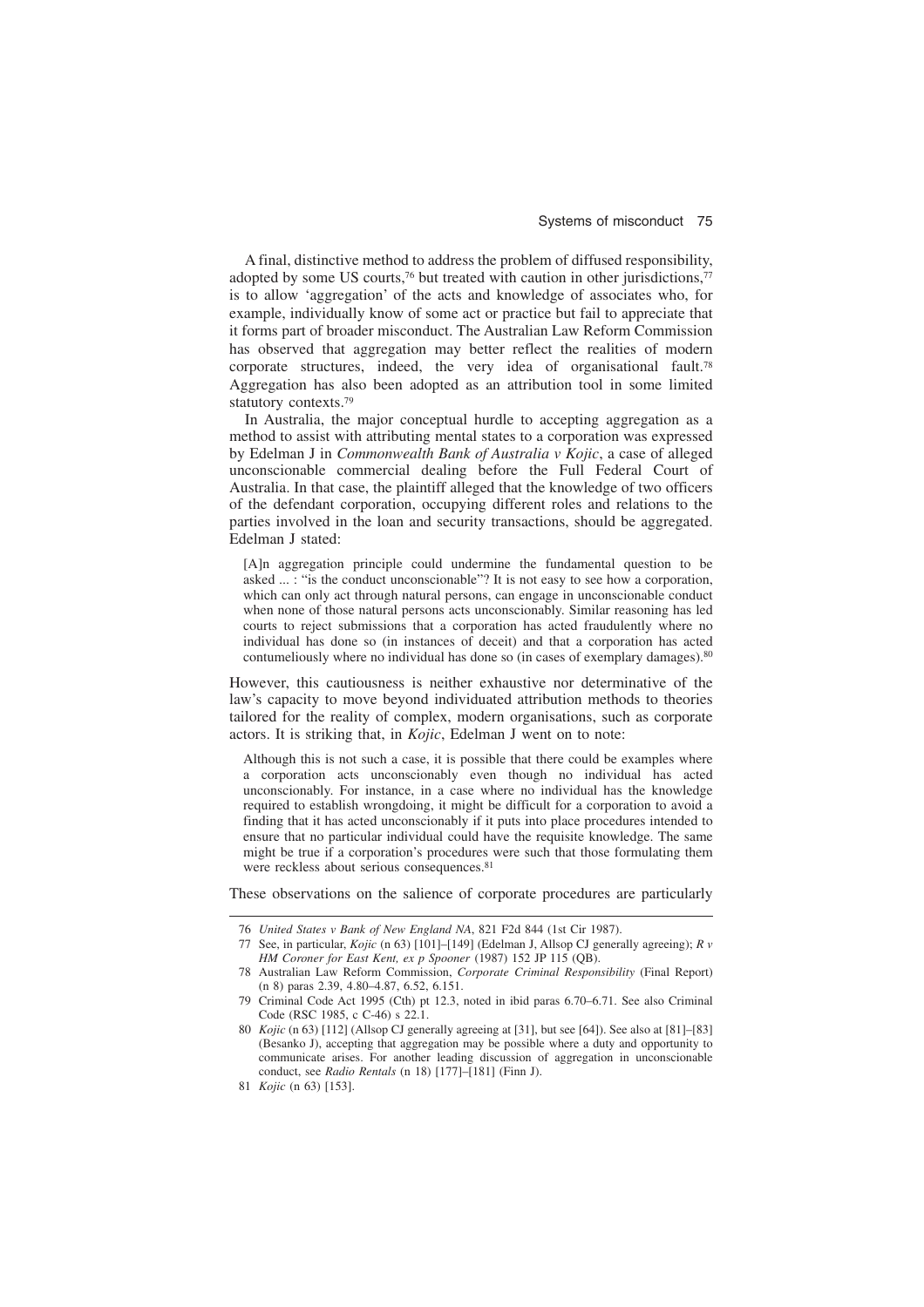A final, distinctive method to address the problem of diffused responsibility, adopted by some US courts,[76] but treated with caution in other jurisdictions,[77] is to allow 'aggregation' of the acts and knowledge of associates who, for example, individually know of some act or practice but fail to appreciate that it forms part of broader misconduct. The Australian Law Reform Commission has observed that aggregation may better reflect the realities of modern corporate structures, indeed, the very idea of organisational fault.[78] Aggregation has also been adopted as an attribution tool in some limited statutory contexts.[79]

In Australia, the major conceptual hurdle to accepting aggregation as a method to assist with attributing mental states to a corporation was expressed by Edelman J in *Commonwealth Bank of Australia v Kojic*, a case of alleged unconscionable commercial dealing before the Full Federal Court of Australia. In that case, the plaintiff alleged that the knowledge of two officers of the defendant corporation, occupying different roles and relations to the parties involved in the loan and security transactions, should be aggregated. Edelman J stated:

> [A]n aggregation principle could undermine the fundamental question to be asked ... : "is the conduct unconscionable"? It is not easy to see how a corporation, which can only act through natural persons, can engage in unconscionable conduct when none of those natural persons acts unconscionably. Similar reasoning has led courts to reject submissions that a corporation has acted fraudulently where no individual has done so (in instances of deceit) and that a corporation has acted contumeliously where no individual has done so (in cases of exemplary damages).[80]

However, this cautiousness is neither exhaustive nor determinative of the law's capacity to move beyond individuated attribution methods to theories tailored for the reality of complex, modern organisations, such as corporate actors. It is striking that, in *Kojic*, Edelman J went on to note:

> Although this is not such a case, it is possible that there could be examples where a corporation acts unconscionably even though no individual has acted unconscionably. For instance, in a case where no individual has the knowledge required to establish wrongdoing, it might be difficult for a corporation to avoid a finding that it has acted unconscionably if it puts into place procedures intended to ensure that no particular individual could have the requisite knowledge. The same might be true if a corporation's procedures were such that those formulating them were reckless about serious consequences.[81]

These observations on the salience of corporate procedures are particularly

---

76 *United States v Bank of New England NA*, 821 F2d 844 (1st Cir 1987).

77 See, in particular, *Kojic* (n 63) [101]–[149] (Edelman J, Allsop CJ generally agreeing); *R v HM Coroner for East Kent, ex p Spooner* (1987) 152 JP 115 (QB).

78 Australian Law Reform Commission, *Corporate Criminal Responsibility* (Final Report) (n 8) paras 2.39, 4.80–4.87, 6.52, 6.151.

79 Criminal Code Act 1995 (Cth) pt 12.3, noted in ibid paras 6.70–6.71. See also Criminal Code (RSC 1985, c C-46) s 22.1.

80 *Kojic* (n 63) [112] (Allsop CJ generally agreeing at [31], but see [64]). See also at [81]–[83] (Besanko J), accepting that aggregation may be possible where a duty and opportunity to communicate arises. For another leading discussion of aggregation in unconscionable conduct, see *Radio Rentals* (n 18) [177]–[181] (Finn J).

81 *Kojic* (n 63) [153].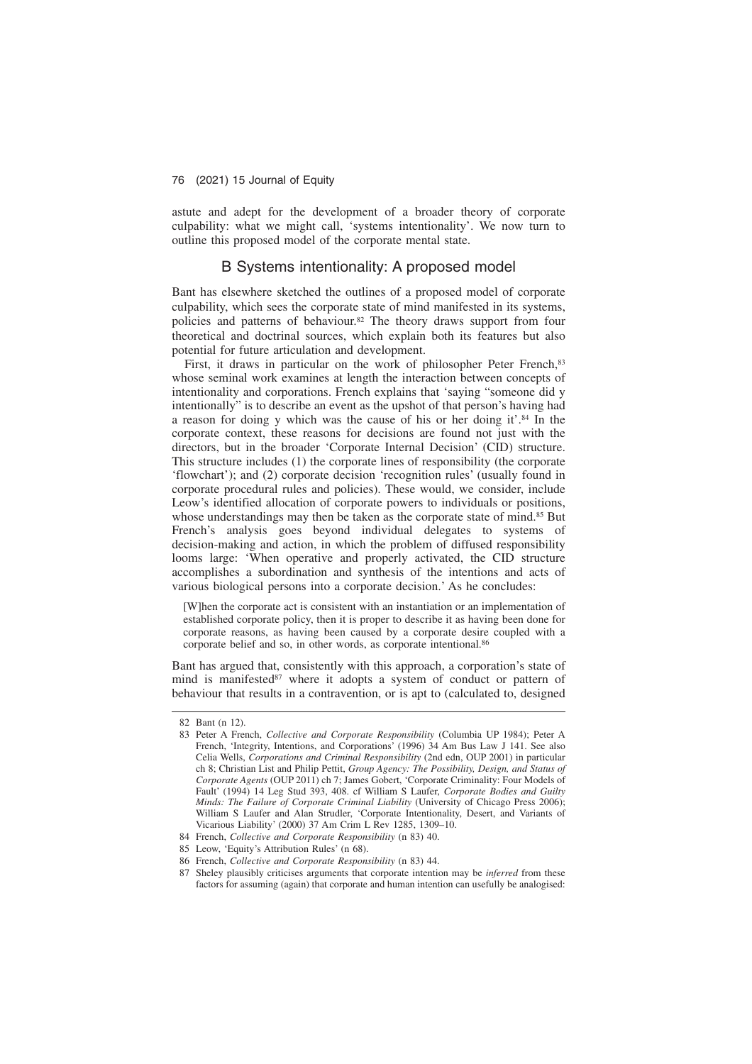astute and adept for the development of a broader theory of corporate culpability: what we might call, 'systems intentionality'. We now turn to outline this proposed model of the corporate mental state.

## B Systems intentionality: A proposed model

Bant has elsewhere sketched the outlines of a proposed model of corporate culpability, which sees the corporate state of mind manifested in its systems, policies and patterns of behaviour.[82] The theory draws support from four theoretical and doctrinal sources, which explain both its features but also potential for future articulation and development.

First, it draws in particular on the work of philosopher Peter French,[83] whose seminal work examines at length the interaction between concepts of intentionality and corporations. French explains that 'saying "someone did y intentionally" is to describe an event as the upshot of that person's having had a reason for doing y which was the cause of his or her doing it'.[84] In the corporate context, these reasons for decisions are found not just with the directors, but in the broader 'Corporate Internal Decision' (CID) structure. This structure includes (1) the corporate lines of responsibility (the corporate 'flowchart'); and (2) corporate decision 'recognition rules' (usually found in corporate procedural rules and policies). These would, we consider, include Leow's identified allocation of corporate powers to individuals or positions, whose understandings may then be taken as the corporate state of mind.[85] But French's analysis goes beyond individual delegates to systems of decision-making and action, in which the problem of diffused responsibility looms large: 'When operative and properly activated, the CID structure accomplishes a subordination and synthesis of the intentions and acts of various biological persons into a corporate decision.' As he concludes:

> [W]hen the corporate act is consistent with an instantiation or an implementation of established corporate policy, then it is proper to describe it as having been done for corporate reasons, as having been caused by a corporate desire coupled with a corporate belief and so, in other words, as corporate intentional.[86]

Bant has argued that, consistently with this approach, a corporation's state of mind is manifested[87] where it adopts a system of conduct or pattern of behaviour that results in a contravention, or is apt to (calculated to, designed

---

82 Bant (n 12).

83 Peter A French, *Collective and Corporate Responsibility* (Columbia UP 1984); Peter A French, 'Integrity, Intentions, and Corporations' (1996) 34 Am Bus Law J 141. See also Celia Wells, *Corporations and Criminal Responsibility* (2nd edn, OUP 2001) in particular ch 8; Christian List and Philip Pettit, *Group Agency: The Possibility, Design, and Status of Corporate Agents* (OUP 2011) ch 7; James Gobert, 'Corporate Criminality: Four Models of Fault' (1994) 14 Leg Stud 393, 408. cf William S Laufer, *Corporate Bodies and Guilty Minds: The Failure of Corporate Criminal Liability* (University of Chicago Press 2006); William S Laufer and Alan Strudler, 'Corporate Intentionality, Desert, and Variants of Vicarious Liability' (2000) 37 Am Crim L Rev 1285, 1309–10.

84 French, *Collective and Corporate Responsibility* (n 83) 40.

85 Leow, 'Equity's Attribution Rules' (n 68).

86 French, *Collective and Corporate Responsibility* (n 83) 44.

87 Sheley plausibly criticises arguments that corporate intention may be *inferred* from these factors for assuming (again) that corporate and human intention can usefully be analogised: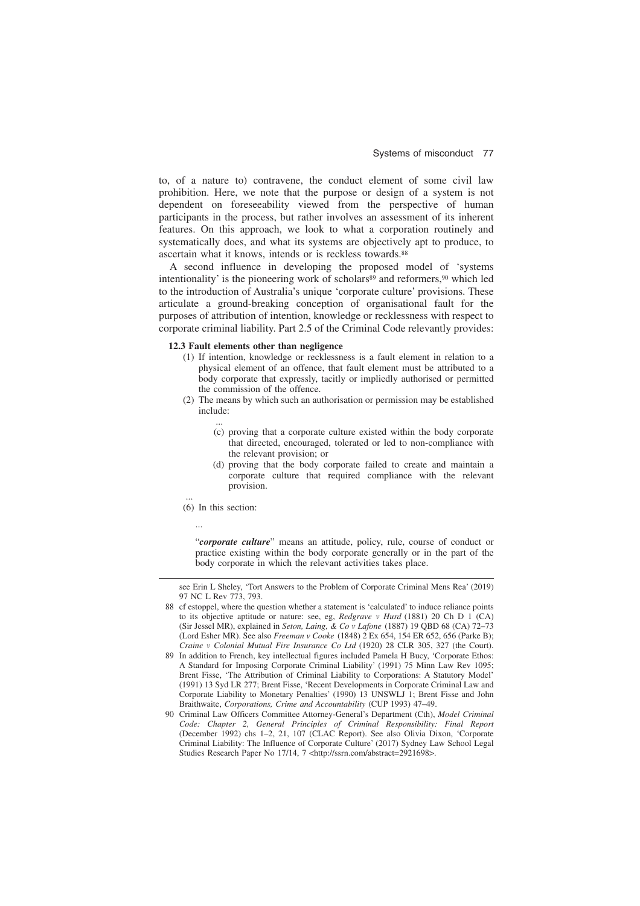to, of a nature to) contravene, the conduct element of some civil law prohibition. Here, we note that the purpose or design of a system is not dependent on foreseeability viewed from the perspective of human participants in the process, but rather involves an assessment of its inherent features. On this approach, we look to what a corporation routinely and systematically does, and what its systems are objectively apt to produce, to ascertain what it knows, intends or is reckless towards.[88]

A second influence in developing the proposed model of 'systems intentionality' is the pioneering work of scholars[89] and reformers,[90] which led to the introduction of Australia's unique 'corporate culture' provisions. These articulate a ground-breaking conception of organisational fault for the purposes of attribution of intention, knowledge or recklessness with respect to corporate criminal liability. Part 2.5 of the Criminal Code relevantly provides:

> **12.3 Fault elements other than negligence**
>
> (1) If intention, knowledge or recklessness is a fault element in relation to a physical element of an offence, that fault element must be attributed to a body corporate that expressly, tacitly or impliedly authorised or permitted the commission of the offence.
>
> (2) The means by which such an authorisation or permission may be established include:
>
> ...
>
> (c) proving that a corporate culture existed within the body corporate that directed, encouraged, tolerated or led to non-compliance with the relevant provision; or
>
> (d) proving that the body corporate failed to create and maintain a corporate culture that required compliance with the relevant provision.
>
> ...
>
> (6) In this section:
>
> ...
>
> "***corporate culture***" means an attitude, policy, rule, course of conduct or practice existing within the body corporate generally or in the part of the body corporate in which the relevant activities takes place.

---

see Erin L Sheley, 'Tort Answers to the Problem of Corporate Criminal Mens Rea' (2019) 97 NC L Rev 773, 793.

88 cf estoppel, where the question whether a statement is 'calculated' to induce reliance points to its objective aptitude or nature: see, eg, *Redgrave v Hurd* (1881) 20 Ch D 1 (CA) (Sir Jessel MR), explained in *Seton, Laing, & Co v Lafone* (1887) 19 QBD 68 (CA) 72–73 (Lord Esher MR). See also *Freeman v Cooke* (1848) 2 Ex 654, 154 ER 652, 656 (Parke B); *Craine v Colonial Mutual Fire Insurance Co Ltd* (1920) 28 CLR 305, 327 (the Court).

89 In addition to French, key intellectual figures included Pamela H Bucy, 'Corporate Ethos: A Standard for Imposing Corporate Criminal Liability' (1991) 75 Minn Law Rev 1095; Brent Fisse, 'The Attribution of Criminal Liability to Corporations: A Statutory Model' (1991) 13 Syd LR 277; Brent Fisse, 'Recent Developments in Corporate Criminal Law and Corporate Liability to Monetary Penalties' (1990) 13 UNSWLJ 1; Brent Fisse and John Braithwaite, *Corporations, Crime and Accountability* (CUP 1993) 47–49.

90 Criminal Law Officers Committee Attorney-General's Department (Cth), *Model Criminal Code: Chapter 2, General Principles of Criminal Responsibility: Final Report* (December 1992) chs 1–2, 21, 107 (CLAC Report). See also Olivia Dixon, 'Corporate Criminal Liability: The Influence of Corporate Culture' (2017) Sydney Law School Legal Studies Research Paper No 17/14, 7 <http://ssrn.com/abstract=2921698>.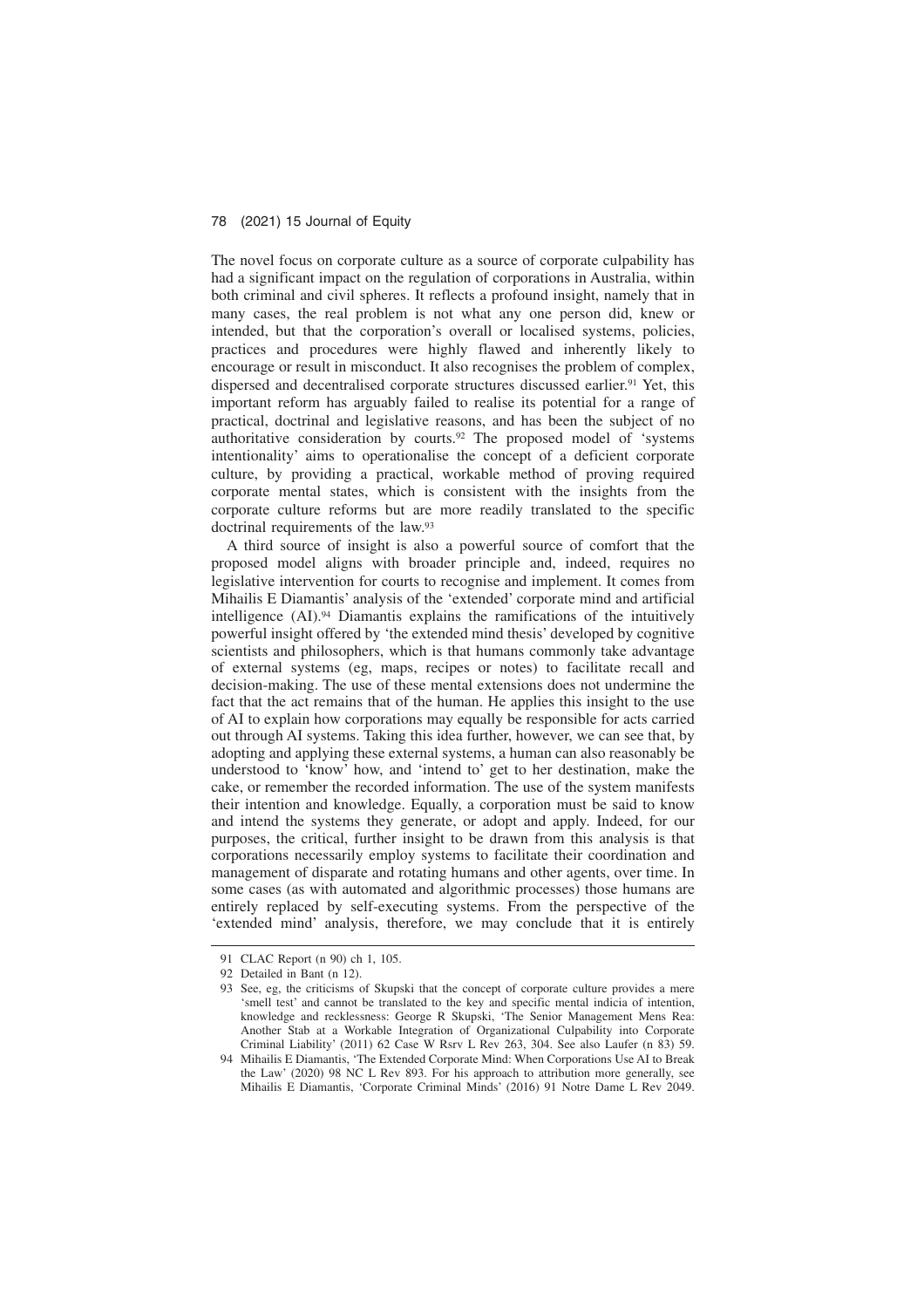The novel focus on corporate culture as a source of corporate culpability has had a significant impact on the regulation of corporations in Australia, within both criminal and civil spheres. It reflects a profound insight, namely that in many cases, the real problem is not what any one person did, knew or intended, but that the corporation's overall or localised systems, policies, practices and procedures were highly flawed and inherently likely to encourage or result in misconduct. It also recognises the problem of complex, dispersed and decentralised corporate structures discussed earlier.[91] Yet, this important reform has arguably failed to realise its potential for a range of practical, doctrinal and legislative reasons, and has been the subject of no authoritative consideration by courts.[92] The proposed model of 'systems intentionality' aims to operationalise the concept of a deficient corporate culture, by providing a practical, workable method of proving required corporate mental states, which is consistent with the insights from the corporate culture reforms but are more readily translated to the specific doctrinal requirements of the law.[93]

A third source of insight is also a powerful source of comfort that the proposed model aligns with broader principle and, indeed, requires no legislative intervention for courts to recognise and implement. It comes from Mihailis E Diamantis' analysis of the 'extended' corporate mind and artificial intelligence (AI).[94] Diamantis explains the ramifications of the intuitively powerful insight offered by 'the extended mind thesis' developed by cognitive scientists and philosophers, which is that humans commonly take advantage of external systems (eg, maps, recipes or notes) to facilitate recall and decision-making. The use of these mental extensions does not undermine the fact that the act remains that of the human. He applies this insight to the use of AI to explain how corporations may equally be responsible for acts carried out through AI systems. Taking this idea further, however, we can see that, by adopting and applying these external systems, a human can also reasonably be understood to 'know' how, and 'intend to' get to her destination, make the cake, or remember the recorded information. The use of the system manifests their intention and knowledge. Equally, a corporation must be said to know and intend the systems they generate, or adopt and apply. Indeed, for our purposes, the critical, further insight to be drawn from this analysis is that corporations necessarily employ systems to facilitate their coordination and management of disparate and rotating humans and other agents, over time. In some cases (as with automated and algorithmic processes) those humans are entirely replaced by self-executing systems. From the perspective of the 'extended mind' analysis, therefore, we may conclude that it is entirely

---

91 CLAC Report (n 90) ch 1, 105.

92 Detailed in Bant (n 12).

93 See, eg, the criticisms of Skupski that the concept of corporate culture provides a mere 'smell test' and cannot be translated to the key and specific mental indicia of intention, knowledge and recklessness: George R Skupski, 'The Senior Management Mens Rea: Another Stab at a Workable Integration of Organizational Culpability into Corporate Criminal Liability' (2011) 62 Case W Rsrv L Rev 263, 304. See also Laufer (n 83) 59.

94 Mihailis E Diamantis, 'The Extended Corporate Mind: When Corporations Use AI to Break the Law' (2020) 98 NC L Rev 893. For his approach to attribution more generally, see Mihailis E Diamantis, 'Corporate Criminal Minds' (2016) 91 Notre Dame L Rev 2049.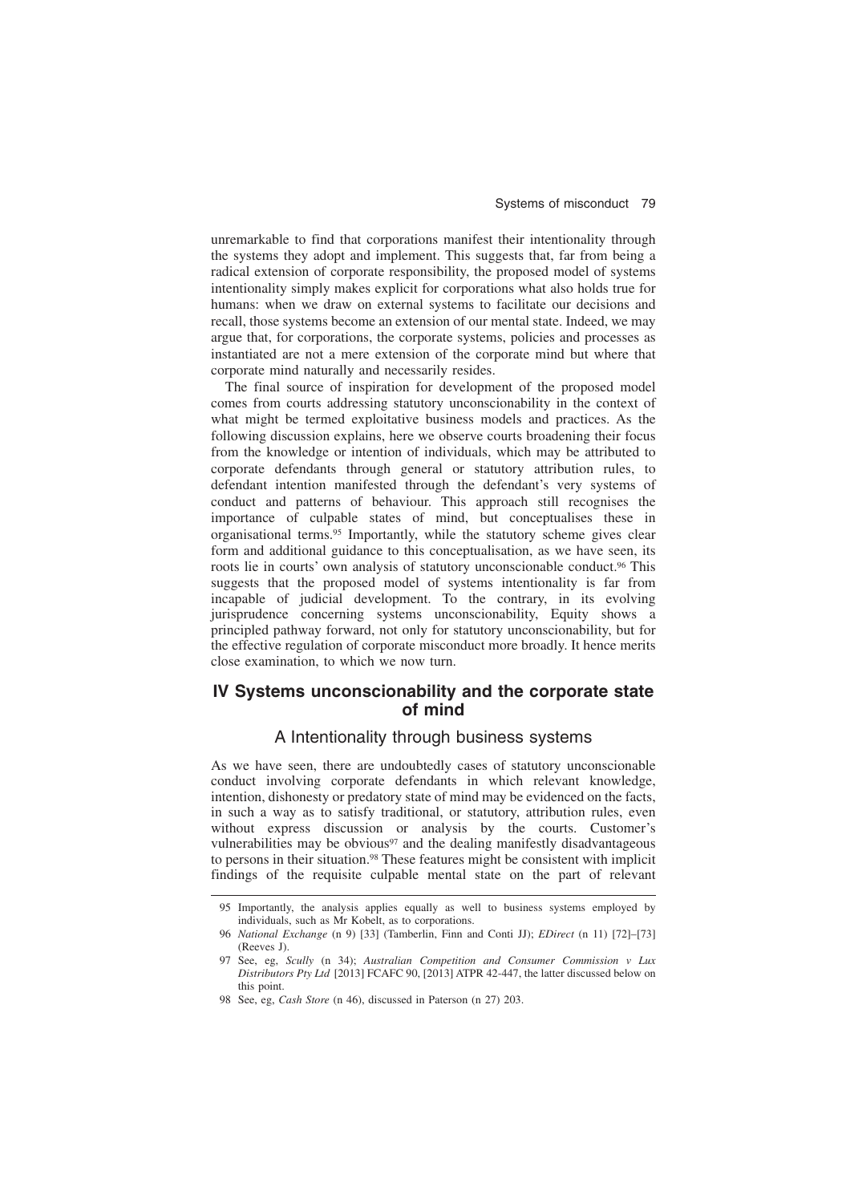unremarkable to find that corporations manifest their intentionality through the systems they adopt and implement. This suggests that, far from being a radical extension of corporate responsibility, the proposed model of systems intentionality simply makes explicit for corporations what also holds true for humans: when we draw on external systems to facilitate our decisions and recall, those systems become an extension of our mental state. Indeed, we may argue that, for corporations, the corporate systems, policies and processes as instantiated are not a mere extension of the corporate mind but where that corporate mind naturally and necessarily resides.

The final source of inspiration for development of the proposed model comes from courts addressing statutory unconscionability in the context of what might be termed exploitative business models and practices. As the following discussion explains, here we observe courts broadening their focus from the knowledge or intention of individuals, which may be attributed to corporate defendants through general or statutory attribution rules, to defendant intention manifested through the defendant's very systems of conduct and patterns of behaviour. This approach still recognises the importance of culpable states of mind, but conceptualises these in organisational terms.[95] Importantly, while the statutory scheme gives clear form and additional guidance to this conceptualisation, as we have seen, its roots lie in courts' own analysis of statutory unconscionable conduct.[96] This suggests that the proposed model of systems intentionality is far from incapable of judicial development. To the contrary, in its evolving jurisprudence concerning systems unconscionability, Equity shows a principled pathway forward, not only for statutory unconscionability, but for the effective regulation of corporate misconduct more broadly. It hence merits close examination, to which we now turn.

## IV Systems unconscionability and the corporate state of mind

### A Intentionality through business systems

As we have seen, there are undoubtedly cases of statutory unconscionable conduct involving corporate defendants in which relevant knowledge, intention, dishonesty or predatory state of mind may be evidenced on the facts, in such a way as to satisfy traditional, or statutory, attribution rules, even without express discussion or analysis by the courts. Customer's vulnerabilities may be obvious[97] and the dealing manifestly disadvantageous to persons in their situation.[98] These features might be consistent with implicit findings of the requisite culpable mental state on the part of relevant

---

95 Importantly, the analysis applies equally as well to business systems employed by individuals, such as Mr Kobelt, as to corporations.

96 *National Exchange* (n 9) [33] (Tamberlin, Finn and Conti JJ); *EDirect* (n 11) [72]–[73] (Reeves J).

97 See, eg, *Scully* (n 34); *Australian Competition and Consumer Commission v Lux Distributors Pty Ltd* [2013] FCAFC 90, [2013] ATPR 42-447, the latter discussed below on this point.

98 See, eg, *Cash Store* (n 46), discussed in Paterson (n 27) 203.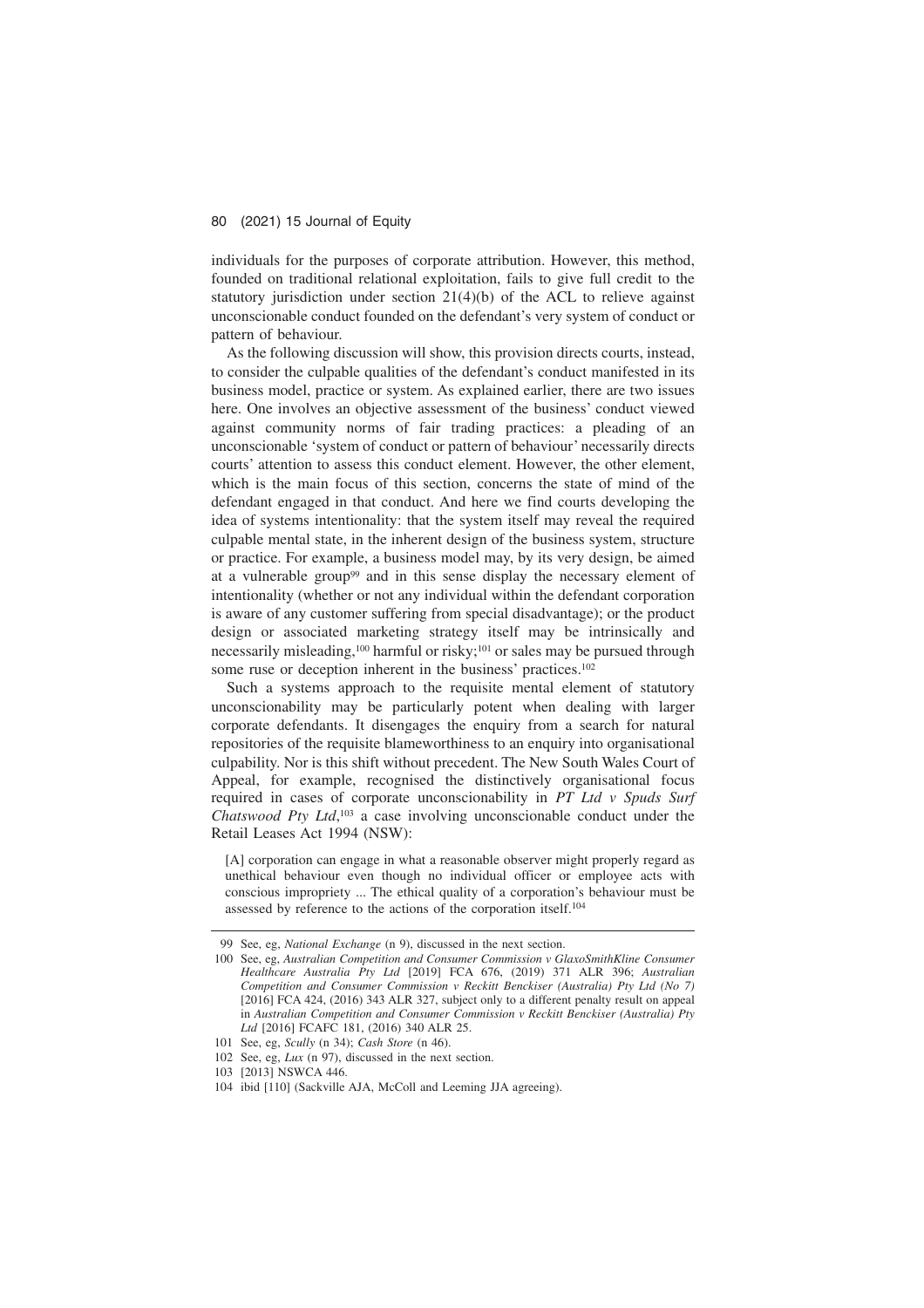individuals for the purposes of corporate attribution. However, this method, founded on traditional relational exploitation, fails to give full credit to the statutory jurisdiction under section 21(4)(b) of the ACL to relieve against unconscionable conduct founded on the defendant's very system of conduct or pattern of behaviour.

As the following discussion will show, this provision directs courts, instead, to consider the culpable qualities of the defendant's conduct manifested in its business model, practice or system. As explained earlier, there are two issues here. One involves an objective assessment of the business' conduct viewed against community norms of fair trading practices: a pleading of an unconscionable 'system of conduct or pattern of behaviour' necessarily directs courts' attention to assess this conduct element. However, the other element, which is the main focus of this section, concerns the state of mind of the defendant engaged in that conduct. And here we find courts developing the idea of systems intentionality: that the system itself may reveal the required culpable mental state, in the inherent design of the business system, structure or practice. For example, a business model may, by its very design, be aimed at a vulnerable group[99] and in this sense display the necessary element of intentionality (whether or not any individual within the defendant corporation is aware of any customer suffering from special disadvantage); or the product design or associated marketing strategy itself may be intrinsically and necessarily misleading,[100] harmful or risky;[101] or sales may be pursued through some ruse or deception inherent in the business' practices.[102]

Such a systems approach to the requisite mental element of statutory unconscionability may be particularly potent when dealing with larger corporate defendants. It disengages the enquiry from a search for natural repositories of the requisite blameworthiness to an enquiry into organisational culpability. Nor is this shift without precedent. The New South Wales Court of Appeal, for example, recognised the distinctively organisational focus required in cases of corporate unconscionability in *PT Ltd v Spuds Surf Chatswood Pty Ltd*,[103] a case involving unconscionable conduct under the Retail Leases Act 1994 (NSW):

> [A] corporation can engage in what a reasonable observer might properly regard as unethical behaviour even though no individual officer or employee acts with conscious impropriety ... The ethical quality of a corporation's behaviour must be assessed by reference to the actions of the corporation itself.[104]

---

99 See, eg, *National Exchange* (n 9), discussed in the next section.

100 See, eg, *Australian Competition and Consumer Commission v GlaxoSmithKline Consumer Healthcare Australia Pty Ltd* [2019] FCA 676, (2019) 371 ALR 396; *Australian Competition and Consumer Commission v Reckitt Benckiser (Australia) Pty Ltd (No 7)* [2016] FCA 424, (2016) 343 ALR 327, subject only to a different penalty result on appeal in *Australian Competition and Consumer Commission v Reckitt Benckiser (Australia) Pty Ltd* [2016] FCAFC 181, (2016) 340 ALR 25.

101 See, eg, *Scully* (n 34); *Cash Store* (n 46).

102 See, eg, *Lux* (n 97), discussed in the next section.

103 [2013] NSWCA 446.

104 ibid [110] (Sackville AJA, McColl and Leeming JJA agreeing).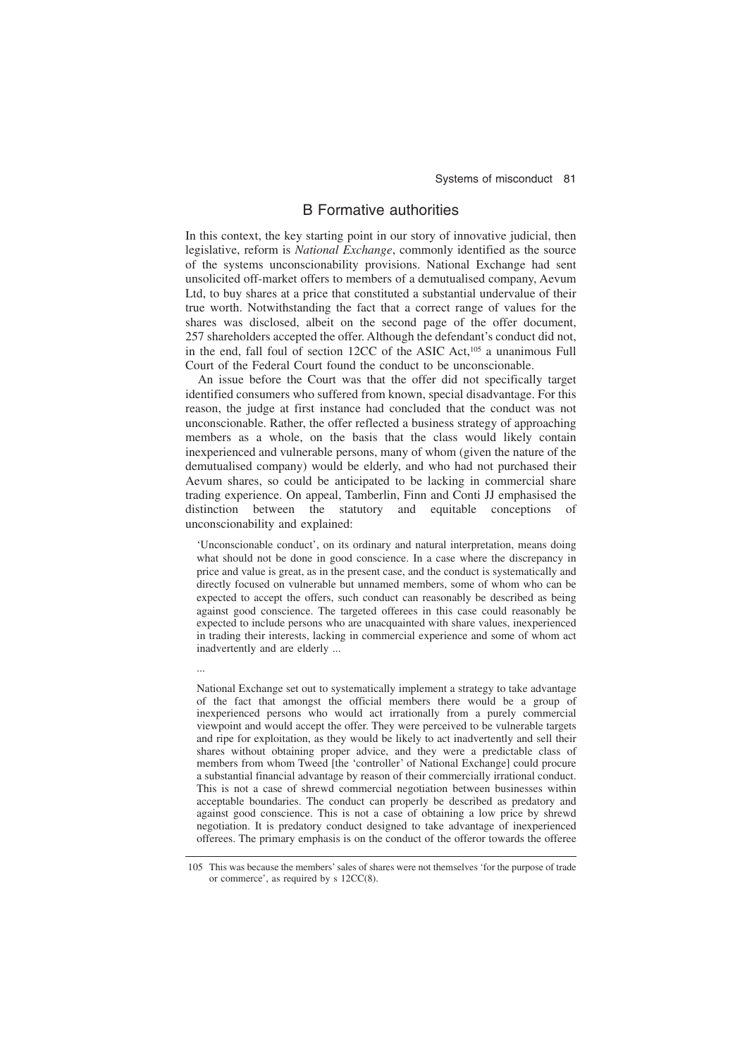## B Formative authorities

In this context, the key starting point in our story of innovative judicial, then legislative, reform is *National Exchange*, commonly identified as the source of the systems unconscionability provisions. National Exchange had sent unsolicited off-market offers to members of a demutualised company, Aevum Ltd, to buy shares at a price that constituted a substantial undervalue of their true worth. Notwithstanding the fact that a correct range of values for the shares was disclosed, albeit on the second page of the offer document, 257 shareholders accepted the offer. Although the defendant's conduct did not, in the end, fall foul of section 12CC of the ASIC Act,[105] a unanimous Full Court of the Federal Court found the conduct to be unconscionable.

An issue before the Court was that the offer did not specifically target identified consumers who suffered from known, special disadvantage. For this reason, the judge at first instance had concluded that the conduct was not unconscionable. Rather, the offer reflected a business strategy of approaching members as a whole, on the basis that the class would likely contain inexperienced and vulnerable persons, many of whom (given the nature of the demutualised company) would be elderly, and who had not purchased their Aevum shares, so could be anticipated to be lacking in commercial share trading experience. On appeal, Tamberlin, Finn and Conti JJ emphasised the distinction between the statutory and equitable conceptions of unconscionability and explained:

> 'Unconscionable conduct', on its ordinary and natural interpretation, means doing what should not be done in good conscience. In a case where the discrepancy in price and value is great, as in the present case, and the conduct is systematically and directly focused on vulnerable but unnamed members, some of whom who can be expected to accept the offers, such conduct can reasonably be described as being against good conscience. The targeted offerees in this case could reasonably be expected to include persons who are unacquainted with share values, inexperienced in trading their interests, lacking in commercial experience and some of whom act inadvertently and are elderly ...
>
> ...
>
> National Exchange set out to systematically implement a strategy to take advantage of the fact that amongst the official members there would be a group of inexperienced persons who would act irrationally from a purely commercial viewpoint and would accept the offer. They were perceived to be vulnerable targets and ripe for exploitation, as they would be likely to act inadvertently and sell their shares without obtaining proper advice, and they were a predictable class of members from whom Tweed [the 'controller' of National Exchange] could procure a substantial financial advantage by reason of their commercially irrational conduct. This is not a case of shrewd commercial negotiation between businesses within acceptable boundaries. The conduct can properly be described as predatory and against good conscience. This is not a case of obtaining a low price by shrewd negotiation. It is predatory conduct designed to take advantage of inexperienced offerees. The primary emphasis is on the conduct of the offeror towards the offeree

---

105 This was because the members' sales of shares were not themselves 'for the purpose of trade or commerce', as required by s 12CC(8).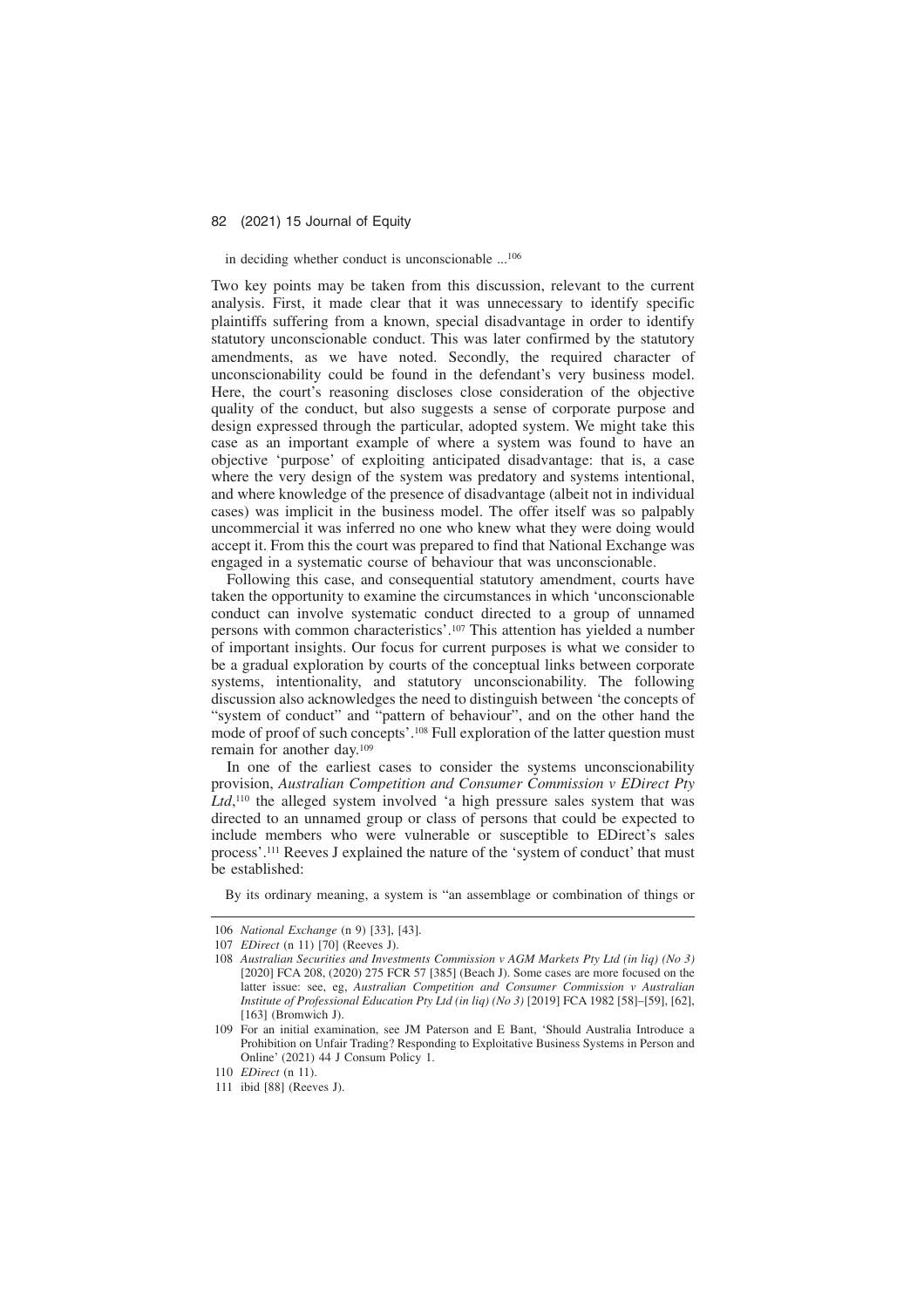> in deciding whether conduct is unconscionable ...[106]

Two key points may be taken from this discussion, relevant to the current analysis. First, it made clear that it was unnecessary to identify specific plaintiffs suffering from a known, special disadvantage in order to identify statutory unconscionable conduct. This was later confirmed by the statutory amendments, as we have noted. Secondly, the required character of unconscionability could be found in the defendant's very business model. Here, the court's reasoning discloses close consideration of the objective quality of the conduct, but also suggests a sense of corporate purpose and design expressed through the particular, adopted system. We might take this case as an important example of where a system was found to have an objective 'purpose' of exploiting anticipated disadvantage: that is, a case where the very design of the system was predatory and systems intentional, and where knowledge of the presence of disadvantage (albeit not in individual cases) was implicit in the business model. The offer itself was so palpably uncommercial it was inferred no one who knew what they were doing would accept it. From this the court was prepared to find that National Exchange was engaged in a systematic course of behaviour that was unconscionable.

Following this case, and consequential statutory amendment, courts have taken the opportunity to examine the circumstances in which 'unconscionable conduct can involve systematic conduct directed to a group of unnamed persons with common characteristics'.[107] This attention has yielded a number of important insights. Our focus for current purposes is what we consider to be a gradual exploration by courts of the conceptual links between corporate systems, intentionality, and statutory unconscionability. The following discussion also acknowledges the need to distinguish between 'the concepts of "system of conduct" and "pattern of behaviour", and on the other hand the mode of proof of such concepts'.[108] Full exploration of the latter question must remain for another day.[109]

In one of the earliest cases to consider the systems unconscionability provision, *Australian Competition and Consumer Commission v EDirect Pty Ltd*,[110] the alleged system involved 'a high pressure sales system that was directed to an unnamed group or class of persons that could be expected to include members who were vulnerable or susceptible to EDirect's sales process'.[111] Reeves J explained the nature of the 'system of conduct' that must be established:

> By its ordinary meaning, a system is "an assemblage or combination of things or

---

106 *National Exchange* (n 9) [33], [43].

107 *EDirect* (n 11) [70] (Reeves J).

108 *Australian Securities and Investments Commission v AGM Markets Pty Ltd (in liq) (No 3)* [2020] FCA 208, (2020) 275 FCR 57 [385] (Beach J). Some cases are more focused on the latter issue: see, eg, *Australian Competition and Consumer Commission v Australian Institute of Professional Education Pty Ltd (in liq) (No 3)* [2019] FCA 1982 [58]–[59], [62], [163] (Bromwich J).

109 For an initial examination, see JM Paterson and E Bant, 'Should Australia Introduce a Prohibition on Unfair Trading? Responding to Exploitative Business Systems in Person and Online' (2021) 44 J Consum Policy 1.

110 *EDirect* (n 11).

111 ibid [88] (Reeves J).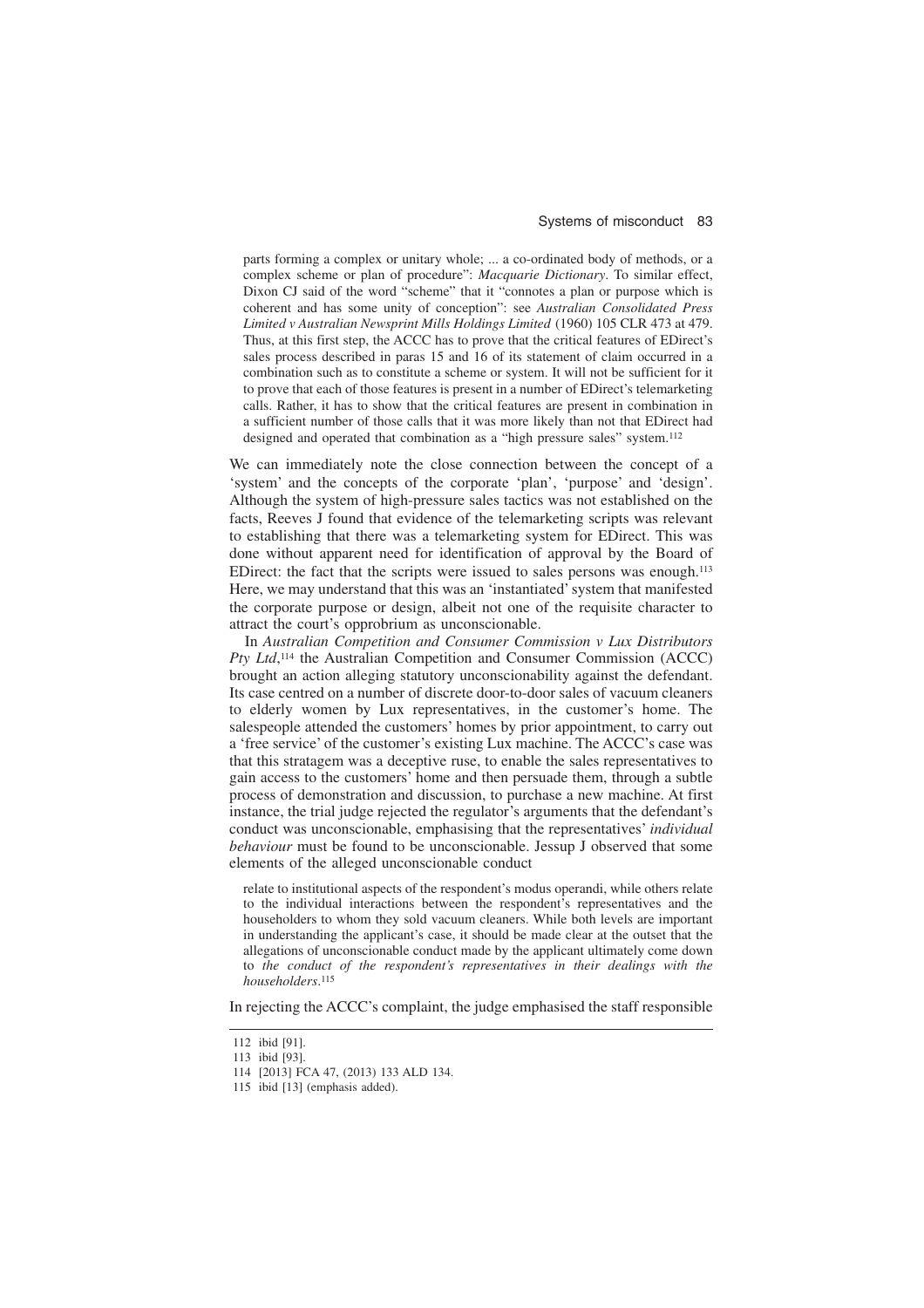> parts forming a complex or unitary whole; ... a co-ordinated body of methods, or a complex scheme or plan of procedure": *Macquarie Dictionary*. To similar effect, Dixon CJ said of the word "scheme" that it "connotes a plan or purpose which is coherent and has some unity of conception": see *Australian Consolidated Press Limited v Australian Newsprint Mills Holdings Limited* (1960) 105 CLR 473 at 479. Thus, at this first step, the ACCC has to prove that the critical features of EDirect's sales process described in paras 15 and 16 of its statement of claim occurred in a combination such as to constitute a scheme or system. It will not be sufficient for it to prove that each of those features is present in a number of EDirect's telemarketing calls. Rather, it has to show that the critical features are present in combination in a sufficient number of those calls that it was more likely than not that EDirect had designed and operated that combination as a "high pressure sales" system.[112]

We can immediately note the close connection between the concept of a 'system' and the concepts of the corporate 'plan', 'purpose' and 'design'. Although the system of high-pressure sales tactics was not established on the facts, Reeves J found that evidence of the telemarketing scripts was relevant to establishing that there was a telemarketing system for EDirect. This was done without apparent need for identification of approval by the Board of EDirect: the fact that the scripts were issued to sales persons was enough.[113] Here, we may understand that this was an 'instantiated' system that manifested the corporate purpose or design, albeit not one of the requisite character to attract the court's opprobrium as unconscionable.

In *Australian Competition and Consumer Commission v Lux Distributors Pty Ltd*,[114] the Australian Competition and Consumer Commission (ACCC) brought an action alleging statutory unconscionability against the defendant. Its case centred on a number of discrete door-to-door sales of vacuum cleaners to elderly women by Lux representatives, in the customer's home. The salespeople attended the customers' homes by prior appointment, to carry out a 'free service' of the customer's existing Lux machine. The ACCC's case was that this stratagem was a deceptive ruse, to enable the sales representatives to gain access to the customers' home and then persuade them, through a subtle process of demonstration and discussion, to purchase a new machine. At first instance, the trial judge rejected the regulator's arguments that the defendant's conduct was unconscionable, emphasising that the representatives' *individual behaviour* must be found to be unconscionable. Jessup J observed that some elements of the alleged unconscionable conduct

> relate to institutional aspects of the respondent's modus operandi, while others relate to the individual interactions between the respondent's representatives and the householders to whom they sold vacuum cleaners. While both levels are important in understanding the applicant's case, it should be made clear at the outset that the allegations of unconscionable conduct made by the applicant ultimately come down to *the conduct of the respondent's representatives in their dealings with the householders*.[115]

In rejecting the ACCC's complaint, the judge emphasised the staff responsible

---

112 ibid [91].

113 ibid [93].

114 [2013] FCA 47, (2013) 133 ALD 134.

115 ibid [13] (emphasis added).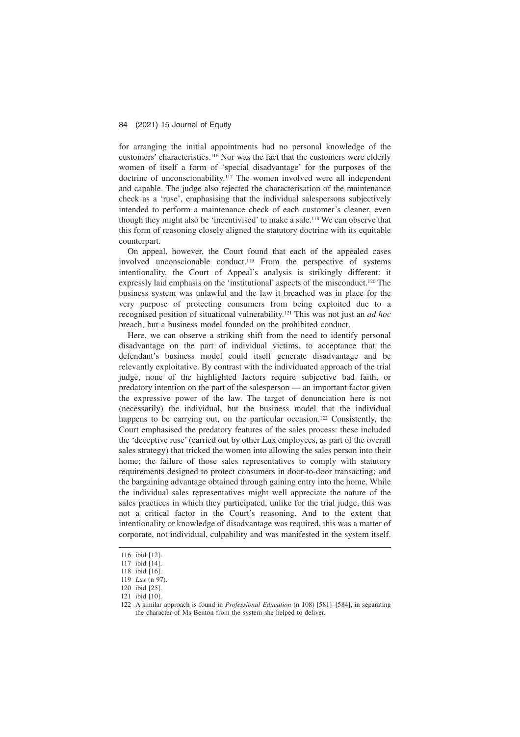for arranging the initial appointments had no personal knowledge of the customers' characteristics.[116] Nor was the fact that the customers were elderly women of itself a form of 'special disadvantage' for the purposes of the doctrine of unconscionability.[117] The women involved were all independent and capable. The judge also rejected the characterisation of the maintenance check as a 'ruse', emphasising that the individual salespersons subjectively intended to perform a maintenance check of each customer's cleaner, even though they might also be 'incentivised' to make a sale.[118] We can observe that this form of reasoning closely aligned the statutory doctrine with its equitable counterpart.

On appeal, however, the Court found that each of the appealed cases involved unconscionable conduct.[119] From the perspective of systems intentionality, the Court of Appeal's analysis is strikingly different: it expressly laid emphasis on the 'institutional' aspects of the misconduct.[120] The business system was unlawful and the law it breached was in place for the very purpose of protecting consumers from being exploited due to a recognised position of situational vulnerability.[121] This was not just an *ad hoc* breach, but a business model founded on the prohibited conduct.

Here, we can observe a striking shift from the need to identify personal disadvantage on the part of individual victims, to acceptance that the defendant's business model could itself generate disadvantage and be relevantly exploitative. By contrast with the individuated approach of the trial judge, none of the highlighted factors require subjective bad faith, or predatory intention on the part of the salesperson — an important factor given the expressive power of the law. The target of denunciation here is not (necessarily) the individual, but the business model that the individual happens to be carrying out, on the particular occasion.[122] Consistently, the Court emphasised the predatory features of the sales process: these included the 'deceptive ruse' (carried out by other Lux employees, as part of the overall sales strategy) that tricked the women into allowing the sales person into their home; the failure of those sales representatives to comply with statutory requirements designed to protect consumers in door-to-door transacting; and the bargaining advantage obtained through gaining entry into the home. While the individual sales representatives might well appreciate the nature of the sales practices in which they participated, unlike for the trial judge, this was not a critical factor in the Court's reasoning. And to the extent that intentionality or knowledge of disadvantage was required, this was a matter of corporate, not individual, culpability and was manifested in the system itself.

---

116 ibid [12].

117 ibid [14].

118 ibid [16].

119 *Lux* (n 97).

120 ibid [25].

121 ibid [10].

122 A similar approach is found in *Professional Education* (n 108) [581]–[584], in separating the character of Ms Benton from the system she helped to deliver.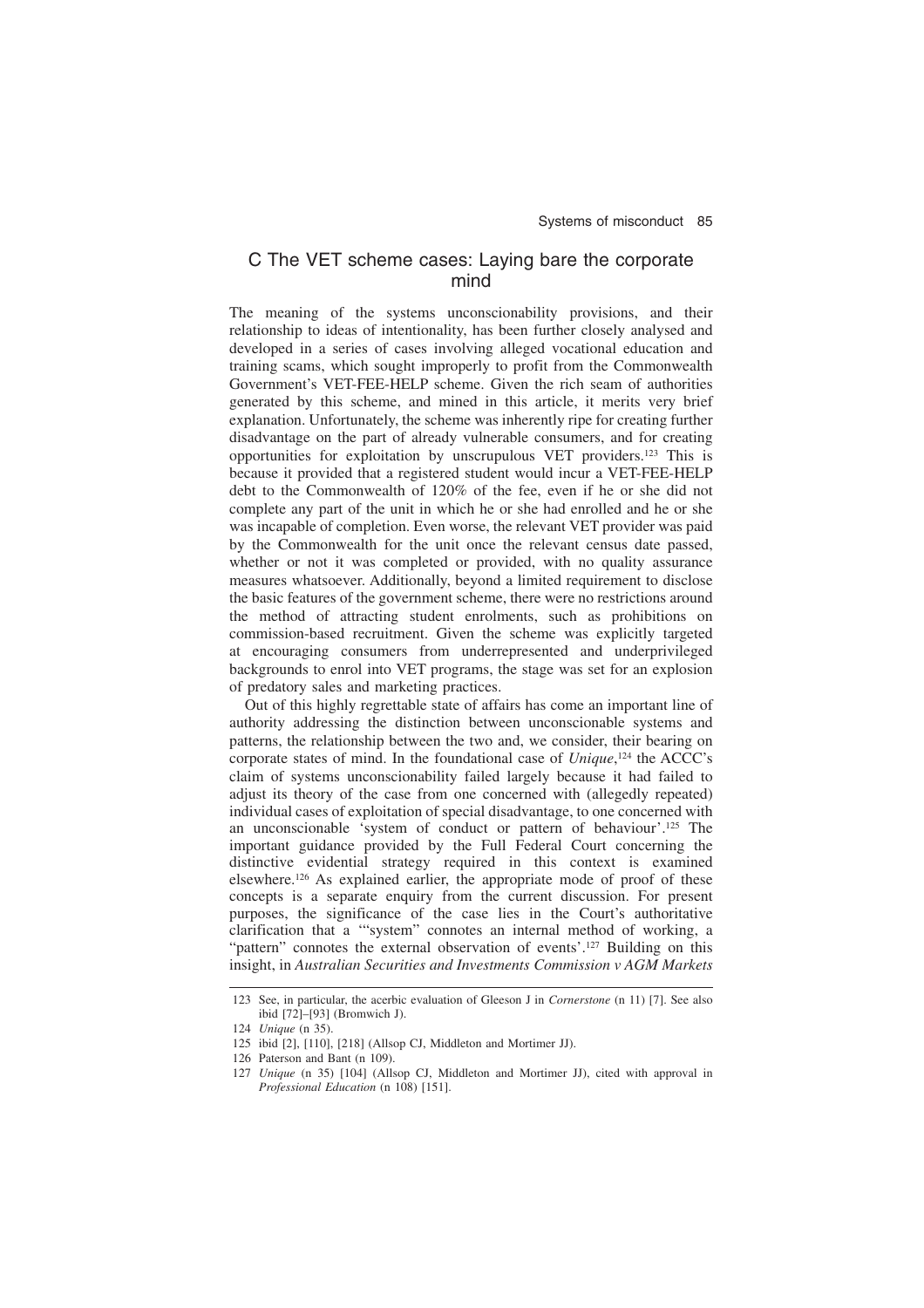## C The VET scheme cases: Laying bare the corporate mind

The meaning of the systems unconscionability provisions, and their relationship to ideas of intentionality, has been further closely analysed and developed in a series of cases involving alleged vocational education and training scams, which sought improperly to profit from the Commonwealth Government's VET-FEE-HELP scheme. Given the rich seam of authorities generated by this scheme, and mined in this article, it merits very brief explanation. Unfortunately, the scheme was inherently ripe for creating further disadvantage on the part of already vulnerable consumers, and for creating opportunities for exploitation by unscrupulous VET providers.[123] This is because it provided that a registered student would incur a VET-FEE-HELP debt to the Commonwealth of 120% of the fee, even if he or she did not complete any part of the unit in which he or she had enrolled and he or she was incapable of completion. Even worse, the relevant VET provider was paid by the Commonwealth for the unit once the relevant census date passed, whether or not it was completed or provided, with no quality assurance measures whatsoever. Additionally, beyond a limited requirement to disclose the basic features of the government scheme, there were no restrictions around the method of attracting student enrolments, such as prohibitions on commission-based recruitment. Given the scheme was explicitly targeted at encouraging consumers from underrepresented and underprivileged backgrounds to enrol into VET programs, the stage was set for an explosion of predatory sales and marketing practices.

Out of this highly regrettable state of affairs has come an important line of authority addressing the distinction between unconscionable systems and patterns, the relationship between the two and, we consider, their bearing on corporate states of mind. In the foundational case of *Unique*,[124] the ACCC's claim of systems unconscionability failed largely because it had failed to adjust its theory of the case from one concerned with (allegedly repeated) individual cases of exploitation of special disadvantage, to one concerned with an unconscionable 'system of conduct or pattern of behaviour'.[125] The important guidance provided by the Full Federal Court concerning the distinctive evidential strategy required in this context is examined elsewhere.[126] As explained earlier, the appropriate mode of proof of these concepts is a separate enquiry from the current discussion. For present purposes, the significance of the case lies in the Court's authoritative clarification that a '"system" connotes an internal method of working, a "pattern" connotes the external observation of events'.[127] Building on this insight, in *Australian Securities and Investments Commission v AGM Markets*

---

123 See, in particular, the acerbic evaluation of Gleeson J in *Cornerstone* (n 11) [7]. See also ibid [72]–[93] (Bromwich J).

124 *Unique* (n 35).

125 ibid [2], [110], [218] (Allsop CJ, Middleton and Mortimer JJ).

126 Paterson and Bant (n 109).

127 *Unique* (n 35) [104] (Allsop CJ, Middleton and Mortimer JJ), cited with approval in *Professional Education* (n 108) [151].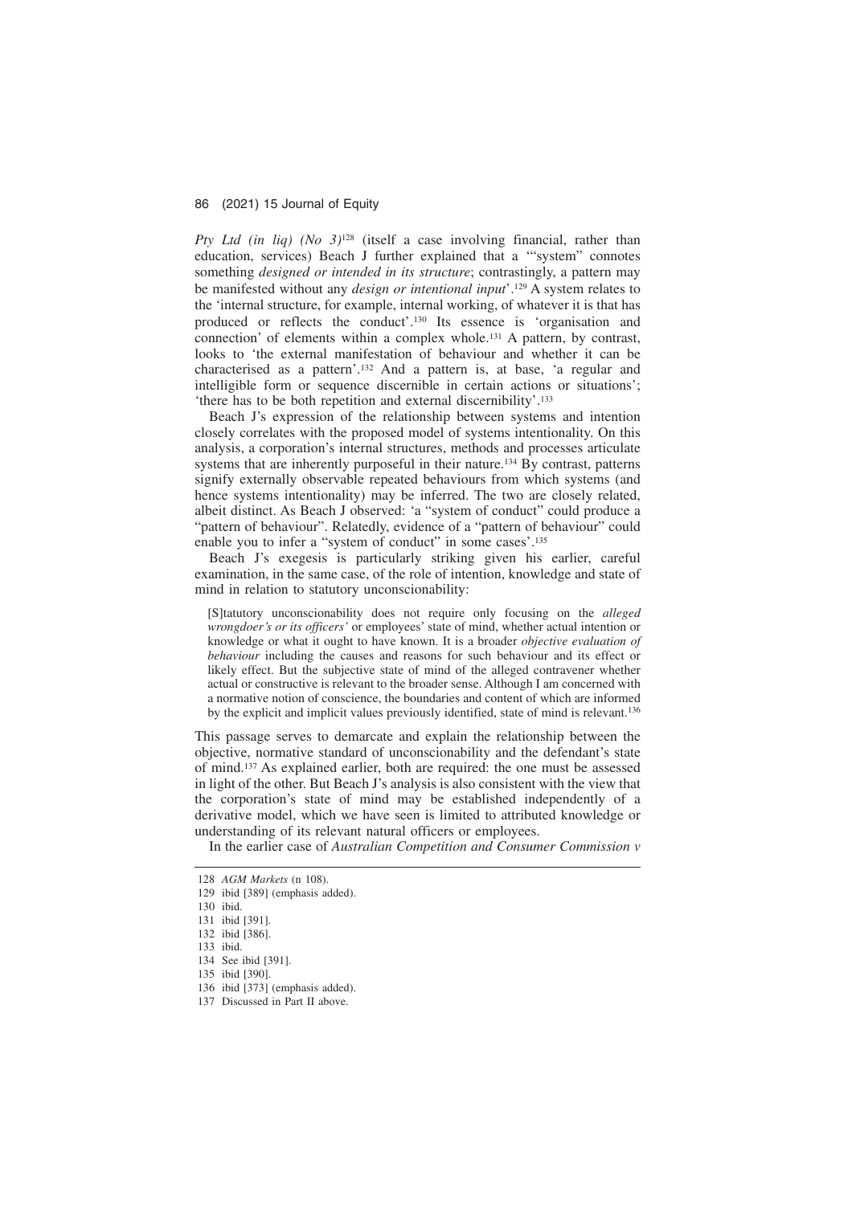*Pty Ltd (in liq) (No 3)*[128] (itself a case involving financial, rather than education, services) Beach J further explained that a '"system" connotes something *designed or intended in its structure*; contrastingly, a pattern may be manifested without any *design or intentional input*'.[129] A system relates to the 'internal structure, for example, internal working, of whatever it is that has produced or reflects the conduct'.[130] Its essence is 'organisation and connection' of elements within a complex whole.[131] A pattern, by contrast, looks to 'the external manifestation of behaviour and whether it can be characterised as a pattern'.[132] And a pattern is, at base, 'a regular and intelligible form or sequence discernible in certain actions or situations'; 'there has to be both repetition and external discernibility'.[133]

Beach J's expression of the relationship between systems and intention closely correlates with the proposed model of systems intentionality. On this analysis, a corporation's internal structures, methods and processes articulate systems that are inherently purposeful in their nature.[134] By contrast, patterns signify externally observable repeated behaviours from which systems (and hence systems intentionality) may be inferred. The two are closely related, albeit distinct. As Beach J observed: 'a "system of conduct" could produce a "pattern of behaviour". Relatedly, evidence of a "pattern of behaviour" could enable you to infer a "system of conduct" in some cases'.[135]

Beach J's exegesis is particularly striking given his earlier, careful examination, in the same case, of the role of intention, knowledge and state of mind in relation to statutory unconscionability:

> [S]tatutory unconscionability does not require only focusing on the *alleged wrongdoer's or its officers'* or employees' state of mind, whether actual intention or knowledge or what it ought to have known. It is a broader *objective evaluation of behaviour* including the causes and reasons for such behaviour and its effect or likely effect. But the subjective state of mind of the alleged contravener whether actual or constructive is relevant to the broader sense. Although I am concerned with a normative notion of conscience, the boundaries and content of which are informed by the explicit and implicit values previously identified, state of mind is relevant.[136]

This passage serves to demarcate and explain the relationship between the objective, normative standard of unconscionability and the defendant's state of mind.[137] As explained earlier, both are required: the one must be assessed in light of the other. But Beach J's analysis is also consistent with the view that the corporation's state of mind may be established independently of a derivative model, which we have seen is limited to attributed knowledge or understanding of its relevant natural officers or employees.

In the earlier case of *Australian Competition and Consumer Commission v*

---

128 *AGM Markets* (n 108).

129 ibid [389] (emphasis added).

130 ibid.

131 ibid [391].

132 ibid [386].

133 ibid.

134 See ibid [391].

135 ibid [390].

136 ibid [373] (emphasis added).

137 Discussed in Part II above.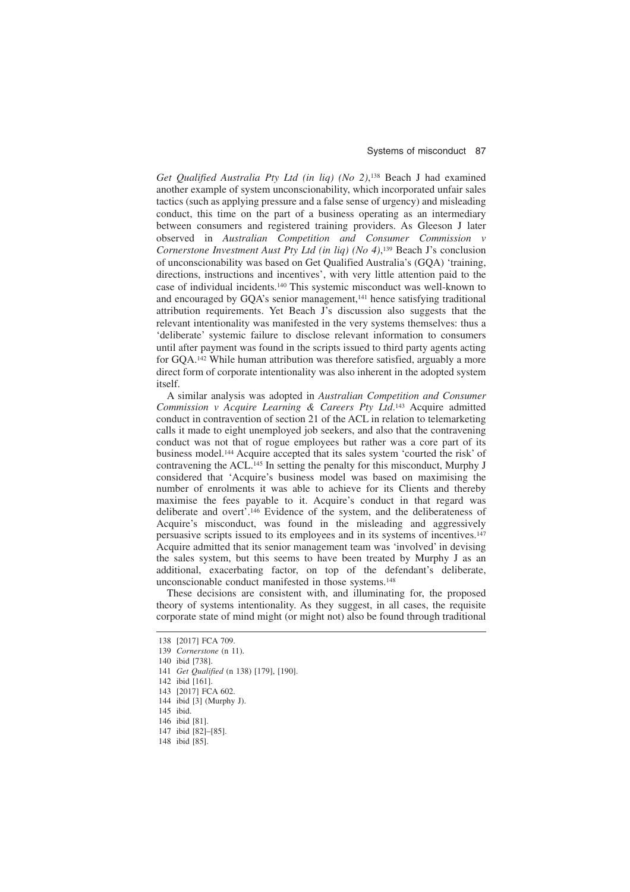*Get Qualified Australia Pty Ltd (in liq) (No 2)*,[138] Beach J had examined another example of system unconscionability, which incorporated unfair sales tactics (such as applying pressure and a false sense of urgency) and misleading conduct, this time on the part of a business operating as an intermediary between consumers and registered training providers. As Gleeson J later observed in *Australian Competition and Consumer Commission v Cornerstone Investment Aust Pty Ltd (in liq) (No 4)*,[139] Beach J's conclusion of unconscionability was based on Get Qualified Australia's (GQA) 'training, directions, instructions and incentives', with very little attention paid to the case of individual incidents.[140] This systemic misconduct was well-known to and encouraged by GQA's senior management,[141] hence satisfying traditional attribution requirements. Yet Beach J's discussion also suggests that the relevant intentionality was manifested in the very systems themselves: thus a 'deliberate' systemic failure to disclose relevant information to consumers until after payment was found in the scripts issued to third party agents acting for GQA.[142] While human attribution was therefore satisfied, arguably a more direct form of corporate intentionality was also inherent in the adopted system itself.

A similar analysis was adopted in *Australian Competition and Consumer Commission v Acquire Learning & Careers Pty Ltd*.[143] Acquire admitted conduct in contravention of section 21 of the ACL in relation to telemarketing calls it made to eight unemployed job seekers, and also that the contravening conduct was not that of rogue employees but rather was a core part of its business model.[144] Acquire accepted that its sales system 'courted the risk' of contravening the ACL.[145] In setting the penalty for this misconduct, Murphy J considered that 'Acquire's business model was based on maximising the number of enrolments it was able to achieve for its Clients and thereby maximise the fees payable to it. Acquire's conduct in that regard was deliberate and overt'.[146] Evidence of the system, and the deliberateness of Acquire's misconduct, was found in the misleading and aggressively persuasive scripts issued to its employees and in its systems of incentives.[147] Acquire admitted that its senior management team was 'involved' in devising the sales system, but this seems to have been treated by Murphy J as an additional, exacerbating factor, on top of the defendant's deliberate, unconscionable conduct manifested in those systems.[148]

These decisions are consistent with, and illuminating for, the proposed theory of systems intentionality. As they suggest, in all cases, the requisite corporate state of mind might (or might not) also be found through traditional

---

138 [2017] FCA 709.

139 *Cornerstone* (n 11).

140 ibid [738].

141 *Get Qualified* (n 138) [179], [190].

142 ibid [161].

143 [2017] FCA 602.

144 ibid [3] (Murphy J).

145 ibid.

146 ibid [81].

147 ibid [82]–[85].

148 ibid [85].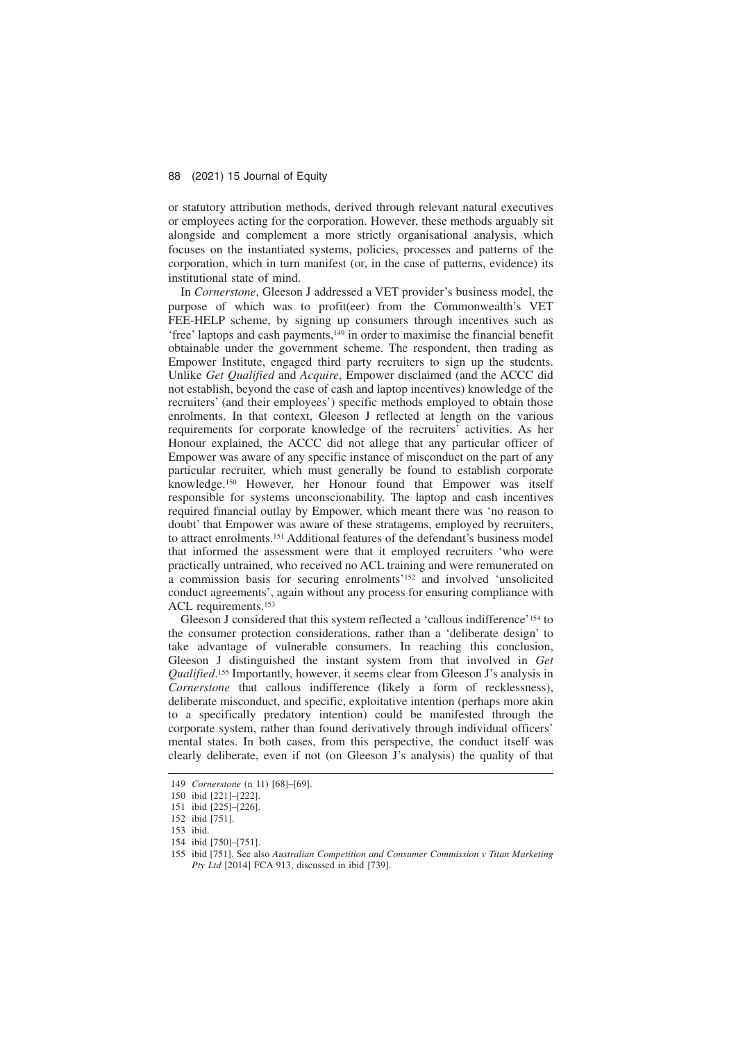or statutory attribution methods, derived through relevant natural executives or employees acting for the corporation. However, these methods arguably sit alongside and complement a more strictly organisational analysis, which focuses on the instantiated systems, policies, processes and patterns of the corporation, which in turn manifest (or, in the case of patterns, evidence) its institutional state of mind.

In *Cornerstone*, Gleeson J addressed a VET provider's business model, the purpose of which was to profit(eer) from the Commonwealth's VET FEE-HELP scheme, by signing up consumers through incentives such as 'free' laptops and cash payments,[149] in order to maximise the financial benefit obtainable under the government scheme. The respondent, then trading as Empower Institute, engaged third party recruiters to sign up the students. Unlike *Get Qualified* and *Acquire*, Empower disclaimed (and the ACCC did not establish, beyond the case of cash and laptop incentives) knowledge of the recruiters' (and their employees') specific methods employed to obtain those enrolments. In that context, Gleeson J reflected at length on the various requirements for corporate knowledge of the recruiters' activities. As her Honour explained, the ACCC did not allege that any particular officer of Empower was aware of any specific instance of misconduct on the part of any particular recruiter, which must generally be found to establish corporate knowledge.[150] However, her Honour found that Empower was itself responsible for systems unconscionability. The laptop and cash incentives required financial outlay by Empower, which meant there was 'no reason to doubt' that Empower was aware of these stratagems, employed by recruiters, to attract enrolments.[151] Additional features of the defendant's business model that informed the assessment were that it employed recruiters 'who were practically untrained, who received no ACL training and were remunerated on a commission basis for securing enrolments'[152] and involved 'unsolicited conduct agreements', again without any process for ensuring compliance with ACL requirements.[153]

Gleeson J considered that this system reflected a 'callous indifference'[154] to the consumer protection considerations, rather than a 'deliberate design' to take advantage of vulnerable consumers. In reaching this conclusion, Gleeson J distinguished the instant system from that involved in *Get Qualified*.[155] Importantly, however, it seems clear from Gleeson J's analysis in *Cornerstone* that callous indifference (likely a form of recklessness), deliberate misconduct, and specific, exploitative intention (perhaps more akin to a specifically predatory intention) could be manifested through the corporate system, rather than found derivatively through individual officers' mental states. In both cases, from this perspective, the conduct itself was clearly deliberate, even if not (on Gleeson J's analysis) the quality of that

---

149 *Cornerstone* (n 11) [68]–[69].

150 ibid [221]–[222].

151 ibid [225]–[226].

152 ibid [751].

153 ibid.

154 ibid [750]–[751].

155 ibid [751]. See also *Australian Competition and Consumer Commission v Titan Marketing Pty Ltd* [2014] FCA 913, discussed in ibid [739].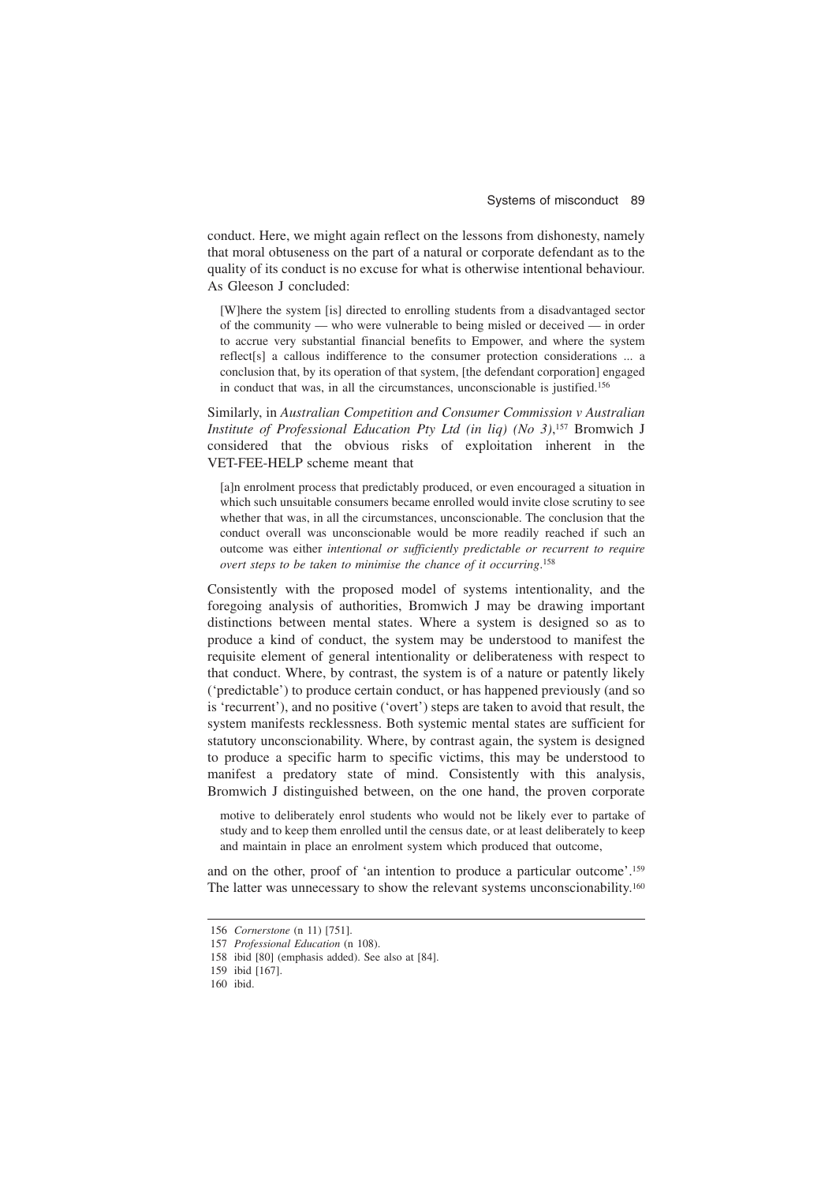conduct. Here, we might again reflect on the lessons from dishonesty, namely that moral obtuseness on the part of a natural or corporate defendant as to the quality of its conduct is no excuse for what is otherwise intentional behaviour. As Gleeson J concluded:

> [W]here the system [is] directed to enrolling students from a disadvantaged sector of the community — who were vulnerable to being misled or deceived — in order to accrue very substantial financial benefits to Empower, and where the system reflect[s] a callous indifference to the consumer protection considerations ... a conclusion that, by its operation of that system, [the defendant corporation] engaged in conduct that was, in all the circumstances, unconscionable is justified.[156]

Similarly, in *Australian Competition and Consumer Commission v Australian Institute of Professional Education Pty Ltd (in liq) (No 3)*,[157] Bromwich J considered that the obvious risks of exploitation inherent in the VET-FEE-HELP scheme meant that

> [a]n enrolment process that predictably produced, or even encouraged a situation in which such unsuitable consumers became enrolled would invite close scrutiny to see whether that was, in all the circumstances, unconscionable. The conclusion that the conduct overall was unconscionable would be more readily reached if such an outcome was either *intentional or sufficiently predictable or recurrent to require overt steps to be taken to minimise the chance of it occurring*.[158]

Consistently with the proposed model of systems intentionality, and the foregoing analysis of authorities, Bromwich J may be drawing important distinctions between mental states. Where a system is designed so as to produce a kind of conduct, the system may be understood to manifest the requisite element of general intentionality or deliberateness with respect to that conduct. Where, by contrast, the system is of a nature or patently likely ('predictable') to produce certain conduct, or has happened previously (and so is 'recurrent'), and no positive ('overt') steps are taken to avoid that result, the system manifests recklessness. Both systemic mental states are sufficient for statutory unconscionability. Where, by contrast again, the system is designed to produce a specific harm to specific victims, this may be understood to manifest a predatory state of mind. Consistently with this analysis, Bromwich J distinguished between, on the one hand, the proven corporate

> motive to deliberately enrol students who would not be likely ever to partake of study and to keep them enrolled until the census date, or at least deliberately to keep and maintain in place an enrolment system which produced that outcome,

and on the other, proof of 'an intention to produce a particular outcome'.[159] The latter was unnecessary to show the relevant systems unconscionability.[160]

---

156 *Cornerstone* (n 11) [751].

157 *Professional Education* (n 108).

158 ibid [80] (emphasis added). See also at [84].

159 ibid [167].

160 ibid.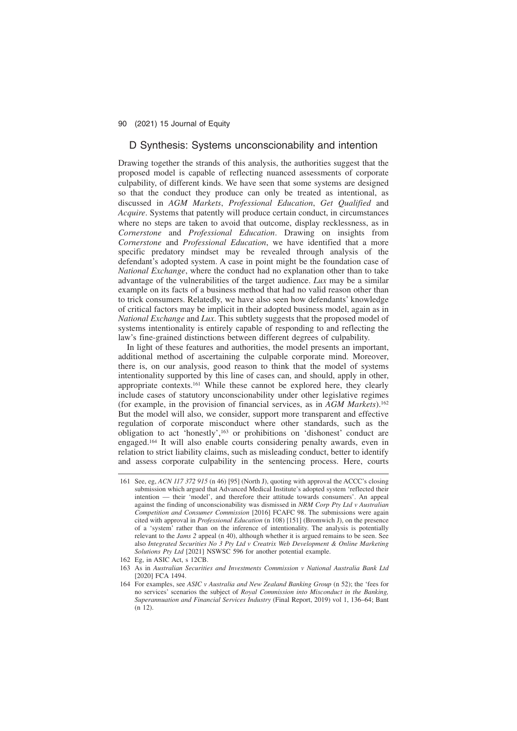## D Synthesis: Systems unconscionability and intention

Drawing together the strands of this analysis, the authorities suggest that the proposed model is capable of reflecting nuanced assessments of corporate culpability, of different kinds. We have seen that some systems are designed so that the conduct they produce can only be treated as intentional, as discussed in *AGM Markets*, *Professional Education*, *Get Qualified* and *Acquire*. Systems that patently will produce certain conduct, in circumstances where no steps are taken to avoid that outcome, display recklessness, as in *Cornerstone* and *Professional Education*. Drawing on insights from *Cornerstone* and *Professional Education*, we have identified that a more specific predatory mindset may be revealed through analysis of the defendant's adopted system. A case in point might be the foundation case of *National Exchange*, where the conduct had no explanation other than to take advantage of the vulnerabilities of the target audience. *Lux* may be a similar example on its facts of a business method that had no valid reason other than to trick consumers. Relatedly, we have also seen how defendants' knowledge of critical factors may be implicit in their adopted business model, again as in *National Exchange* and *Lux*. This subtlety suggests that the proposed model of systems intentionality is entirely capable of responding to and reflecting the law's fine-grained distinctions between different degrees of culpability.

In light of these features and authorities, the model presents an important, additional method of ascertaining the culpable corporate mind. Moreover, there is, on our analysis, good reason to think that the model of systems intentionality supported by this line of cases can, and should, apply in other, appropriate contexts.[161] While these cannot be explored here, they clearly include cases of statutory unconscionability under other legislative regimes (for example, in the provision of financial services, as in *AGM Markets*).[162] But the model will also, we consider, support more transparent and effective regulation of corporate misconduct where other standards, such as the obligation to act 'honestly',[163] or prohibitions on 'dishonest' conduct are engaged.[164] It will also enable courts considering penalty awards, even in relation to strict liability claims, such as misleading conduct, better to identify and assess corporate culpability in the sentencing process. Here, courts

---

161 See, eg, *ACN 117 372 915* (n 46) [95] (North J), quoting with approval the ACCC's closing submission which argued that Advanced Medical Institute's adopted system 'reflected their intention — their 'model', and therefore their attitude towards consumers'. An appeal against the finding of unconscionability was dismissed in *NRM Corp Pty Ltd v Australian Competition and Consumer Commission* [2016] FCAFC 98. The submissions were again cited with approval in *Professional Education* (n 108) [151] (Bromwich J), on the presence of a 'system' rather than on the inference of intentionality. The analysis is potentially relevant to the *Jams 2* appeal (n 40), although whether it is argued remains to be seen. See also *Integrated Securities No 3 Pty Ltd v Creatrix Web Development & Online Marketing Solutions Pty Ltd* [2021] NSWSC 596 for another potential example.

162 Eg, in ASIC Act, s 12CB.

163 As in *Australian Securities and Investments Commission v National Australia Bank Ltd* [2020] FCA 1494.

164 For examples, see *ASIC v Australia and New Zealand Banking Group* (n 52); the 'fees for no services' scenarios the subject of *Royal Commission into Misconduct in the Banking, Superannuation and Financial Services Industry* (Final Report, 2019) vol 1, 136–64; Bant (n 12).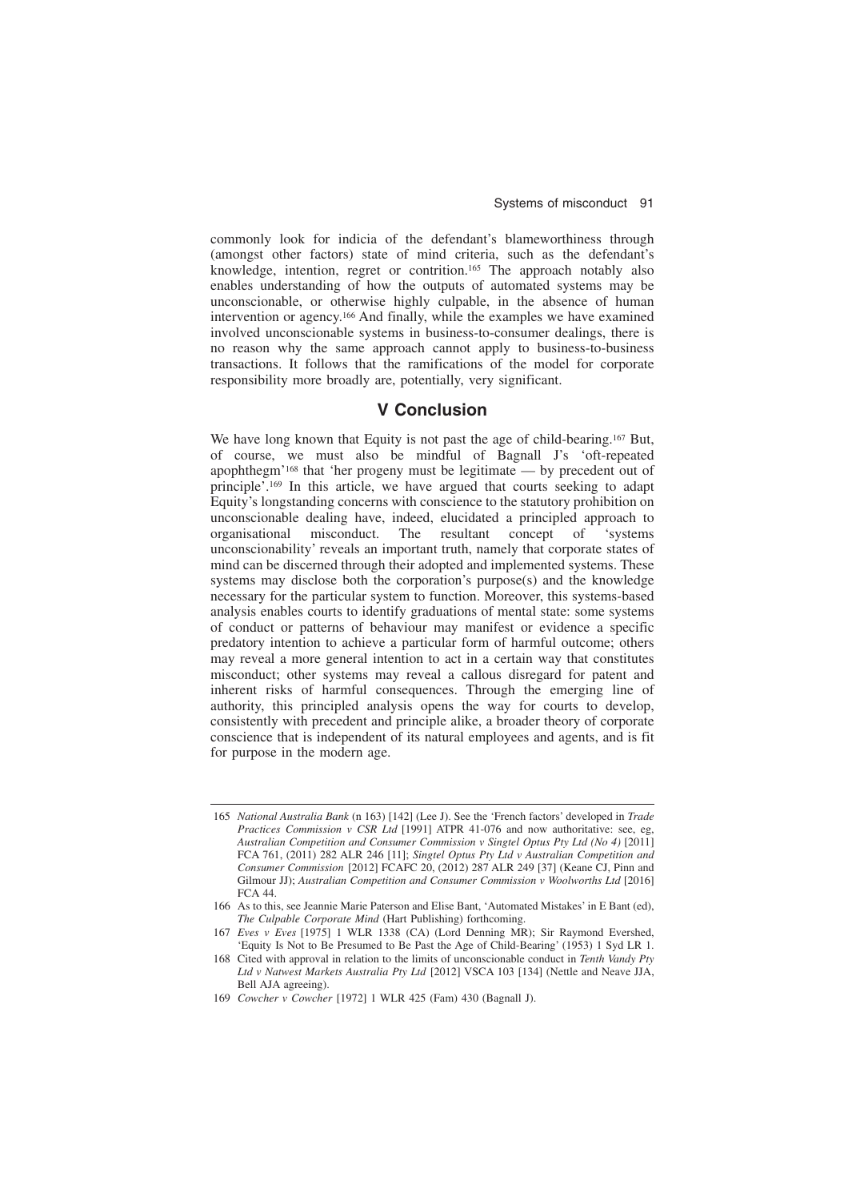commonly look for indicia of the defendant's blameworthiness through (amongst other factors) state of mind criteria, such as the defendant's knowledge, intention, regret or contrition.[165] The approach notably also enables understanding of how the outputs of automated systems may be unconscionable, or otherwise highly culpable, in the absence of human intervention or agency.[166] And finally, while the examples we have examined involved unconscionable systems in business-to-consumer dealings, there is no reason why the same approach cannot apply to business-to-business transactions. It follows that the ramifications of the model for corporate responsibility more broadly are, potentially, very significant.

## V Conclusion

We have long known that Equity is not past the age of child-bearing.[167] But, of course, we must also be mindful of Bagnall J's 'oft-repeated apophthegm'[168] that 'her progeny must be legitimate — by precedent out of principle'.[169] In this article, we have argued that courts seeking to adapt Equity's longstanding concerns with conscience to the statutory prohibition on unconscionable dealing have, indeed, elucidated a principled approach to organisational misconduct. The resultant concept of 'systems unconscionability' reveals an important truth, namely that corporate states of mind can be discerned through their adopted and implemented systems. These systems may disclose both the corporation's purpose(s) and the knowledge necessary for the particular system to function. Moreover, this systems-based analysis enables courts to identify graduations of mental state: some systems of conduct or patterns of behaviour may manifest or evidence a specific predatory intention to achieve a particular form of harmful outcome; others may reveal a more general intention to act in a certain way that constitutes misconduct; other systems may reveal a callous disregard for patent and inherent risks of harmful consequences. Through the emerging line of authority, this principled analysis opens the way for courts to develop, consistently with precedent and principle alike, a broader theory of corporate conscience that is independent of its natural employees and agents, and is fit for purpose in the modern age.

---

165 *National Australia Bank* (n 163) [142] (Lee J). See the 'French factors' developed in *Trade Practices Commission v CSR Ltd* [1991] ATPR 41-076 and now authoritative: see, eg, *Australian Competition and Consumer Commission v Singtel Optus Pty Ltd (No 4)* [2011] FCA 761, (2011) 282 ALR 246 [11]; *Singtel Optus Pty Ltd v Australian Competition and Consumer Commission* [2012] FCAFC 20, (2012) 287 ALR 249 [37] (Keane CJ, Pinn and Gilmour JJ); *Australian Competition and Consumer Commission v Woolworths Ltd* [2016] FCA 44.

166 As to this, see Jeannie Marie Paterson and Elise Bant, 'Automated Mistakes' in E Bant (ed), *The Culpable Corporate Mind* (Hart Publishing) forthcoming.

167 *Eves v Eves* [1975] 1 WLR 1338 (CA) (Lord Denning MR); Sir Raymond Evershed, 'Equity Is Not to Be Presumed to Be Past the Age of Child-Bearing' (1953) 1 Syd LR 1.

168 Cited with approval in relation to the limits of unconscionable conduct in *Tenth Vandy Pty Ltd v Natwest Markets Australia Pty Ltd* [2012] VSCA 103 [134] (Nettle and Neave JJA, Bell AJA agreeing).

169 *Cowcher v Cowcher* [1972] 1 WLR 425 (Fam) 430 (Bagnall J).